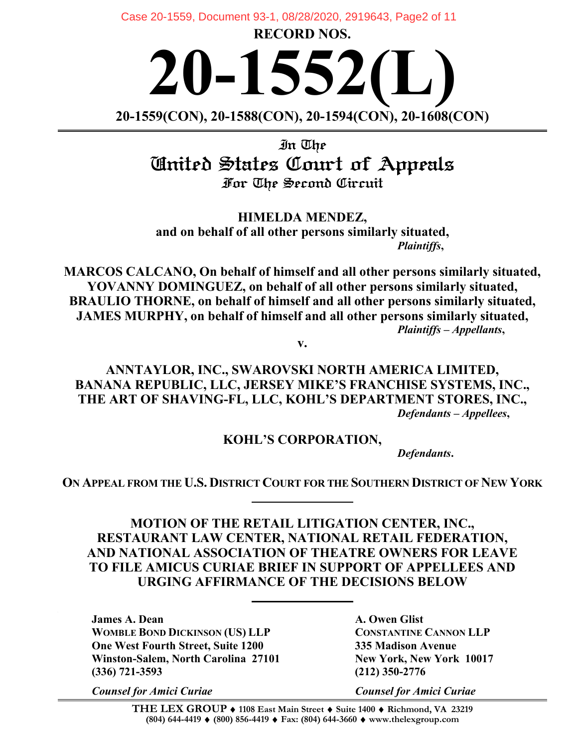RECORD NOS.

# 20-1552(L)

**20-1559(CON), 20-1588(CON), 20-1594(CON), 20-1608(CON)**

In The

## United States Court of Appeals

For The Second Circuit

**HIMELDA MENDEZ,**
**and on behalf of all other persons similarly situated,**
***Plaintiffs*,**

**MARCOS CALCANO, On behalf of himself and all other persons similarly situated,**
**YOVANNY DOMINGUEZ, on behalf of all other persons similarly situated,**
**BRAULIO THORNE, on behalf of himself and all other persons similarly situated,**
**JAMES MURPHY, on behalf of himself and all other persons similarly situated,**
***Plaintiffs – Appellants*,**

**v.**

**ANNTAYLOR, INC., SWAROVSKI NORTH AMERICA LIMITED,**
**BANANA REPUBLIC, LLC, JERSEY MIKE'S FRANCHISE SYSTEMS, INC.,**
**THE ART OF SHAVING-FL, LLC, KOHL'S DEPARTMENT STORES, INC.,**
***Defendants – Appellees*,**

**KOHL'S CORPORATION,**
***Defendants*.**

**ON APPEAL FROM THE U.S. DISTRICT COURT FOR THE SOUTHERN DISTRICT OF NEW YORK**

---

**MOTION OF THE RETAIL LITIGATION CENTER, INC., RESTAURANT LAW CENTER, NATIONAL RETAIL FEDERATION, AND NATIONAL ASSOCIATION OF THEATRE OWNERS FOR LEAVE TO FILE AMICUS CURIAE BRIEF IN SUPPORT OF APPELLEES AND URGING AFFIRMANCE OF THE DECISIONS BELOW**

---

**James A. Dean**
**WOMBLE BOND DICKINSON (US) LLP**
**One West Fourth Street, Suite 1200**
**Winston-Salem, North Carolina 27101**
**(336) 721-3593**

***Counsel for Amici Curiae***

**A. Owen Glist**
**CONSTANTINE CANNON LLP**
**335 Madison Avenue**
**New York, New York 10017**
**(212) 350-2776**

***Counsel for Amici Curiae***

**THE LEX GROUP ♦ 1108 East Main Street ♦ Suite 1400 ♦ Richmond, VA 23219**
**(804) 644-4419 ♦ (800) 856-4419 ♦ Fax: (804) 644-3660 ♦ www.thelexgroup.com**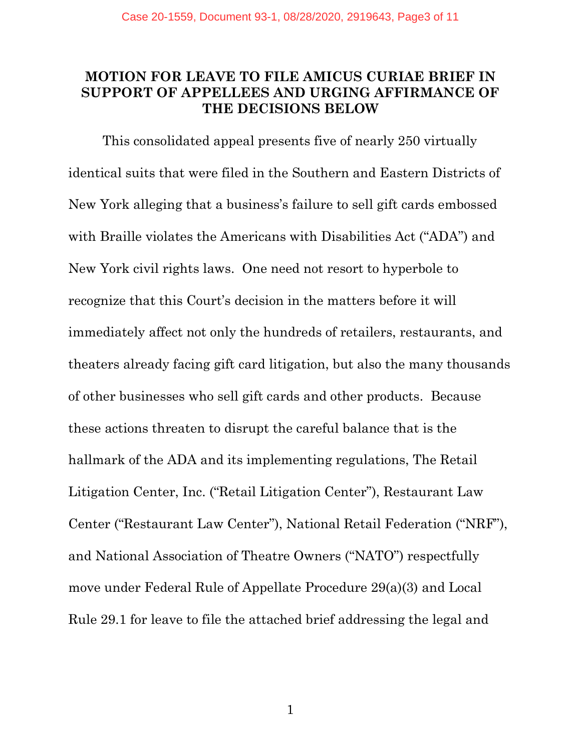**MOTION FOR LEAVE TO FILE AMICUS CURIAE BRIEF IN SUPPORT OF APPELLEES AND URGING AFFIRMANCE OF THE DECISIONS BELOW**

This consolidated appeal presents five of nearly 250 virtually identical suits that were filed in the Southern and Eastern Districts of New York alleging that a business's failure to sell gift cards embossed with Braille violates the Americans with Disabilities Act ("ADA") and New York civil rights laws. One need not resort to hyperbole to recognize that this Court's decision in the matters before it will immediately affect not only the hundreds of retailers, restaurants, and theaters already facing gift card litigation, but also the many thousands of other businesses who sell gift cards and other products. Because these actions threaten to disrupt the careful balance that is the hallmark of the ADA and its implementing regulations, The Retail Litigation Center, Inc. ("Retail Litigation Center"), Restaurant Law Center ("Restaurant Law Center"), National Retail Federation ("NRF"), and National Association of Theatre Owners ("NATO") respectfully move under Federal Rule of Appellate Procedure 29(a)(3) and Local Rule 29.1 for leave to file the attached brief addressing the legal and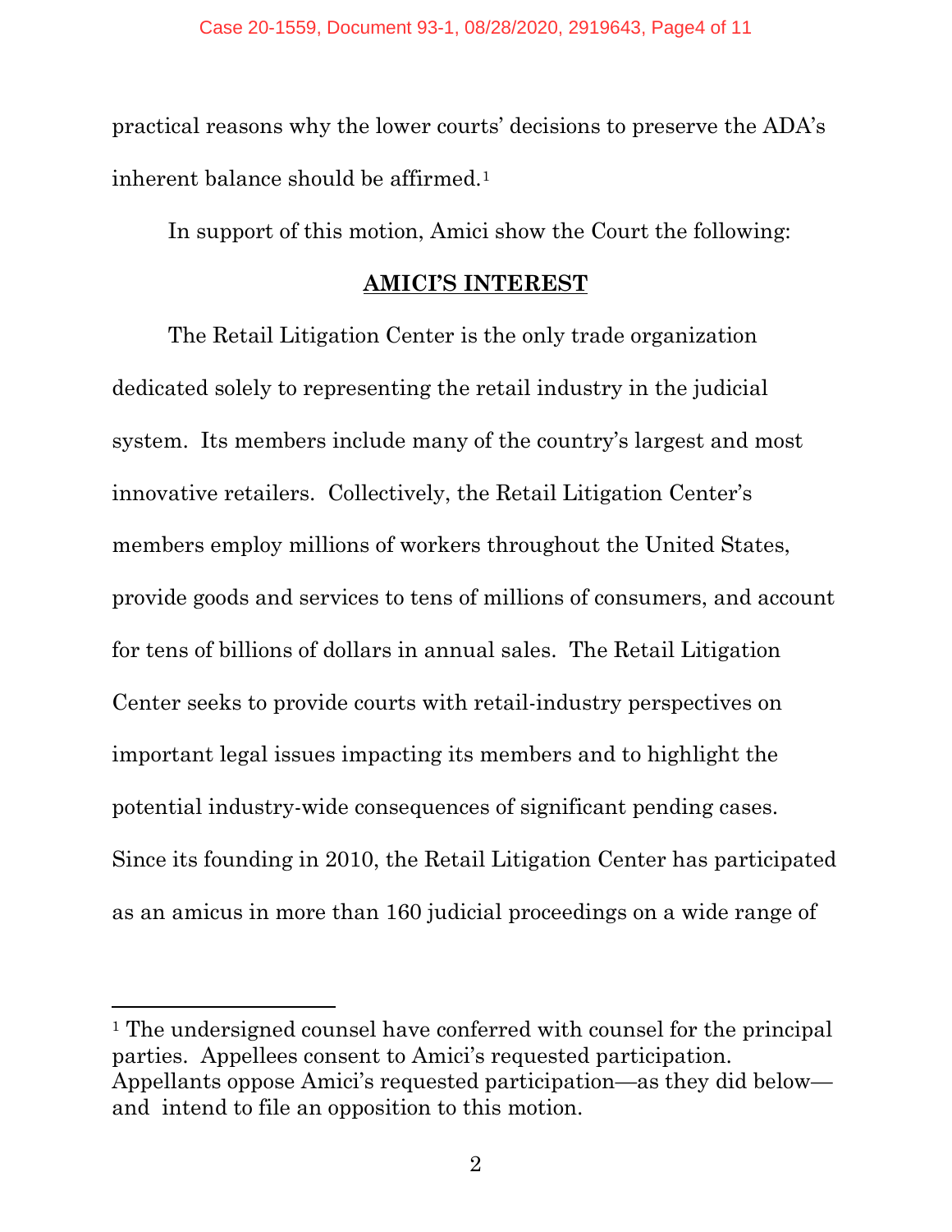practical reasons why the lower courts' decisions to preserve the ADA's inherent balance should be affirmed.[1]

In support of this motion, Amici show the Court the following:

## AMICI'S INTEREST

The Retail Litigation Center is the only trade organization dedicated solely to representing the retail industry in the judicial system. Its members include many of the country's largest and most innovative retailers. Collectively, the Retail Litigation Center's members employ millions of workers throughout the United States, provide goods and services to tens of millions of consumers, and account for tens of billions of dollars in annual sales. The Retail Litigation Center seeks to provide courts with retail-industry perspectives on important legal issues impacting its members and to highlight the potential industry-wide consequences of significant pending cases. Since its founding in 2010, the Retail Litigation Center has participated as an amicus in more than 160 judicial proceedings on a wide range of

---

[1] The undersigned counsel have conferred with counsel for the principal parties. Appellees consent to Amici's requested participation. Appellants oppose Amici's requested participation—as they did below—and intend to file an opposition to this motion.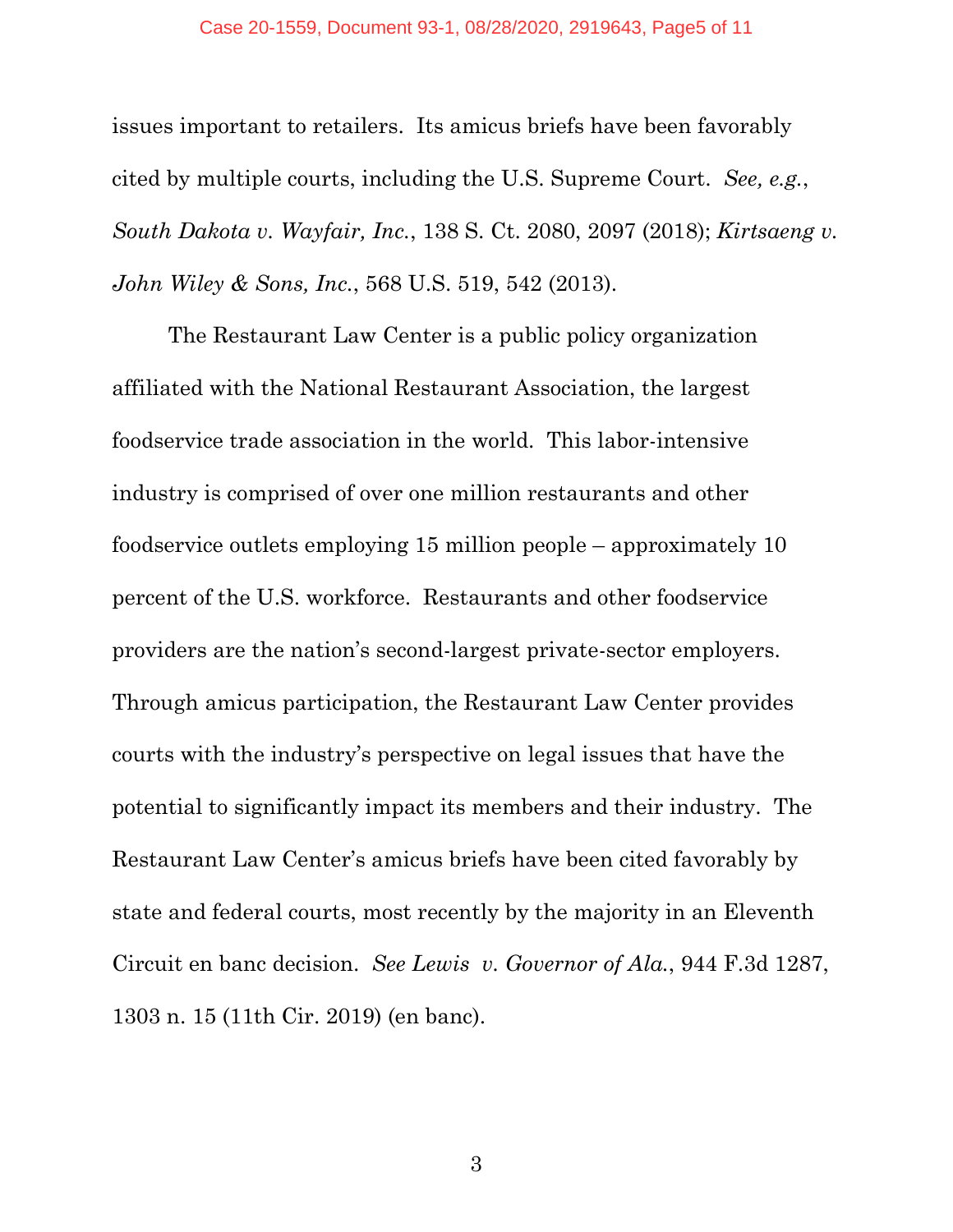issues important to retailers. Its amicus briefs have been favorably cited by multiple courts, including the U.S. Supreme Court. *See, e.g.*, *South Dakota v. Wayfair, Inc.*, 138 S. Ct. 2080, 2097 (2018); *Kirtsaeng v. John Wiley & Sons, Inc.*, 568 U.S. 519, 542 (2013).

The Restaurant Law Center is a public policy organization affiliated with the National Restaurant Association, the largest foodservice trade association in the world. This labor-intensive industry is comprised of over one million restaurants and other foodservice outlets employing 15 million people – approximately 10 percent of the U.S. workforce. Restaurants and other foodservice providers are the nation's second-largest private-sector employers. Through amicus participation, the Restaurant Law Center provides courts with the industry's perspective on legal issues that have the potential to significantly impact its members and their industry. The Restaurant Law Center's amicus briefs have been cited favorably by state and federal courts, most recently by the majority in an Eleventh Circuit en banc decision. *See Lewis v. Governor of Ala.*, 944 F.3d 1287, 1303 n. 15 (11th Cir. 2019) (en banc).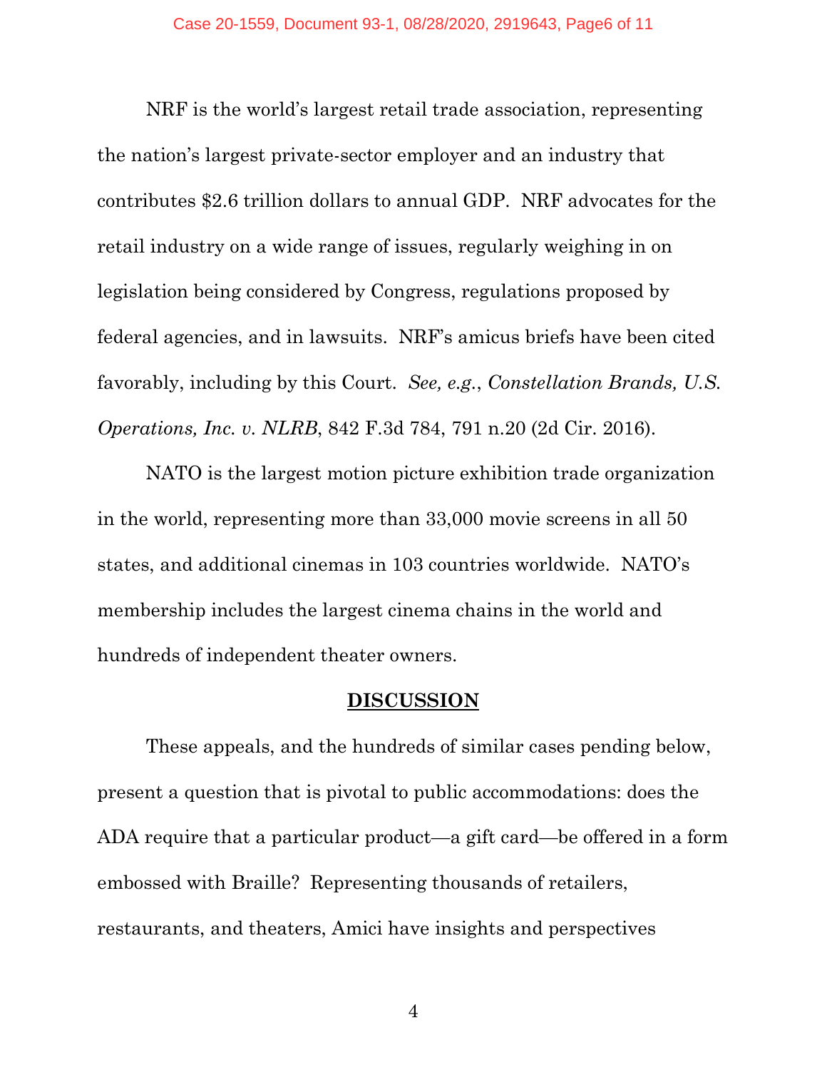NRF is the world's largest retail trade association, representing the nation's largest private-sector employer and an industry that contributes $2.6 trillion dollars to annual GDP. NRF advocates for the retail industry on a wide range of issues, regularly weighing in on legislation being considered by Congress, regulations proposed by federal agencies, and in lawsuits. NRF's amicus briefs have been cited favorably, including by this Court. *See, e.g.*, *Constellation Brands, U.S. Operations, Inc. v. NLRB*, 842 F.3d 784, 791 n.20 (2d Cir. 2016).

NATO is the largest motion picture exhibition trade organization in the world, representing more than 33,000 movie screens in all 50 states, and additional cinemas in 103 countries worldwide. NATO's membership includes the largest cinema chains in the world and hundreds of independent theater owners.

## DISCUSSION

These appeals, and the hundreds of similar cases pending below, present a question that is pivotal to public accommodations: does the ADA require that a particular product—a gift card—be offered in a form embossed with Braille? Representing thousands of retailers, restaurants, and theaters, Amici have insights and perspectives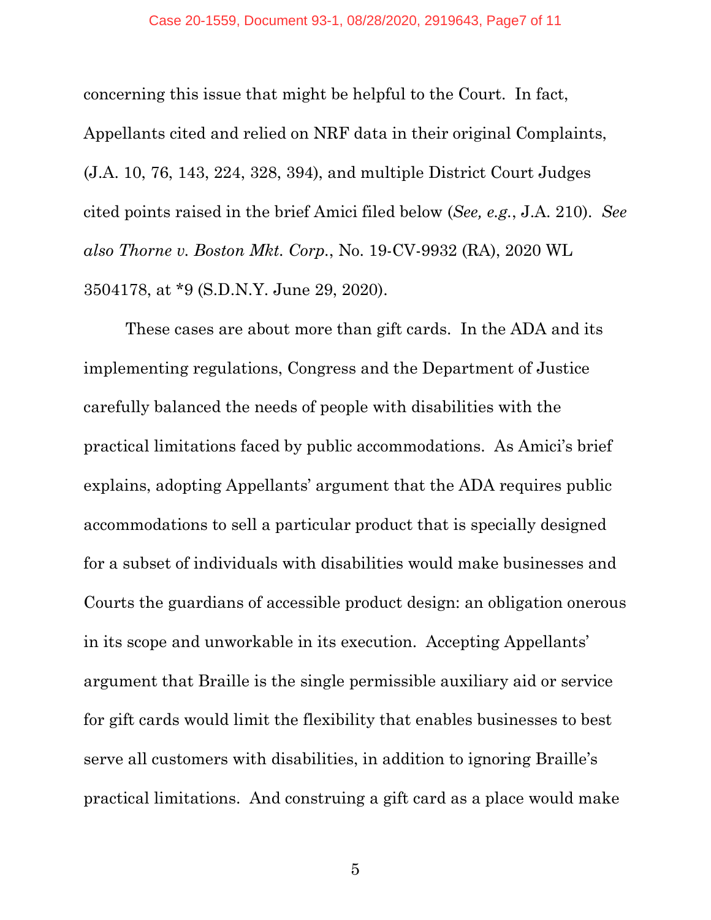concerning this issue that might be helpful to the Court. In fact, Appellants cited and relied on NRF data in their original Complaints, (J.A. 10, 76, 143, 224, 328, 394), and multiple District Court Judges cited points raised in the brief Amici filed below (*See, e.g.*, J.A. 210). *See also Thorne v. Boston Mkt. Corp.*, No. 19-CV-9932 (RA), 2020 WL 3504178, at *9 (S.D.N.Y. June 29, 2020).

These cases are about more than gift cards. In the ADA and its implementing regulations, Congress and the Department of Justice carefully balanced the needs of people with disabilities with the practical limitations faced by public accommodations. As Amici's brief explains, adopting Appellants' argument that the ADA requires public accommodations to sell a particular product that is specially designed for a subset of individuals with disabilities would make businesses and Courts the guardians of accessible product design: an obligation onerous in its scope and unworkable in its execution. Accepting Appellants' argument that Braille is the single permissible auxiliary aid or service for gift cards would limit the flexibility that enables businesses to best serve all customers with disabilities, in addition to ignoring Braille's practical limitations. And construing a gift card as a place would make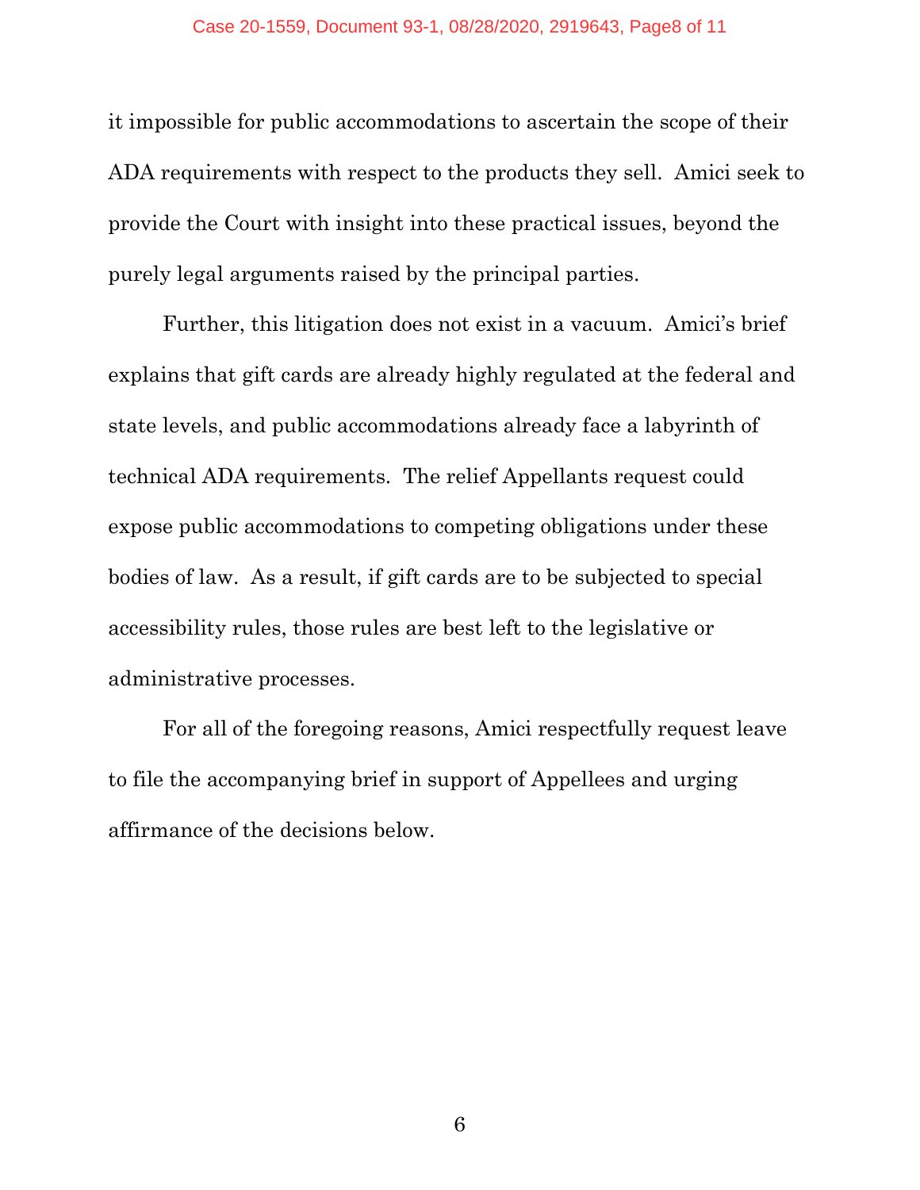it impossible for public accommodations to ascertain the scope of their ADA requirements with respect to the products they sell. Amici seek to provide the Court with insight into these practical issues, beyond the purely legal arguments raised by the principal parties.

Further, this litigation does not exist in a vacuum. Amici's brief explains that gift cards are already highly regulated at the federal and state levels, and public accommodations already face a labyrinth of technical ADA requirements. The relief Appellants request could expose public accommodations to competing obligations under these bodies of law. As a result, if gift cards are to be subjected to special accessibility rules, those rules are best left to the legislative or administrative processes.

For all of the foregoing reasons, Amici respectfully request leave to file the accompanying brief in support of Appellees and urging affirmance of the decisions below.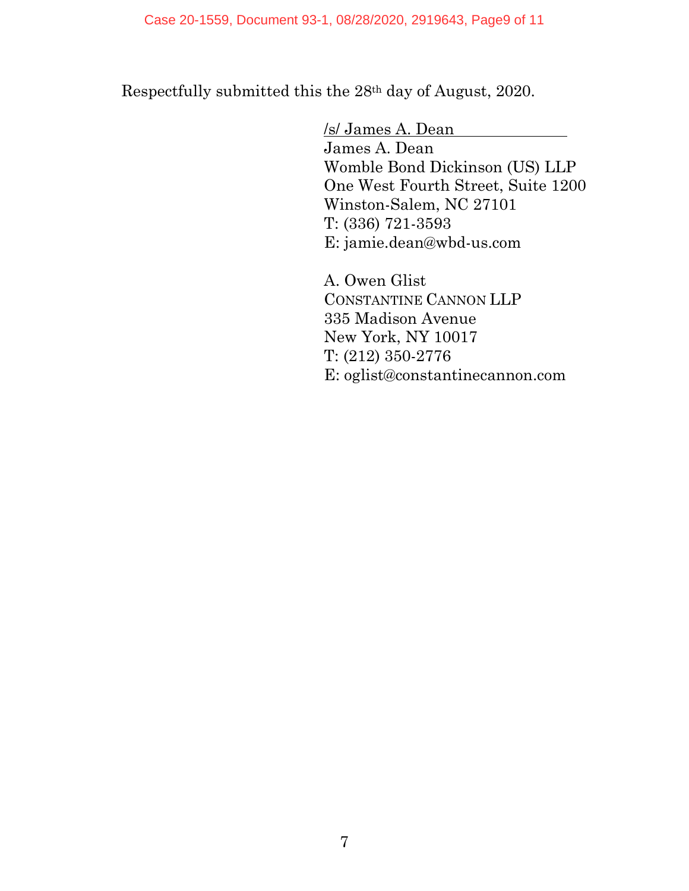Respectfully submitted this the 28th day of August, 2020.

/s/ James A. Dean
James A. Dean
Womble Bond Dickinson (US) LLP
One West Fourth Street, Suite 1200
Winston-Salem, NC 27101
T: (336) 721-3593
E: jamie.dean@wbd-us.com

A. Owen Glist
CONSTANTINE CANNON LLP
335 Madison Avenue
New York, NY 10017
T: (212) 350-2776
E: oglist@constantinecannon.com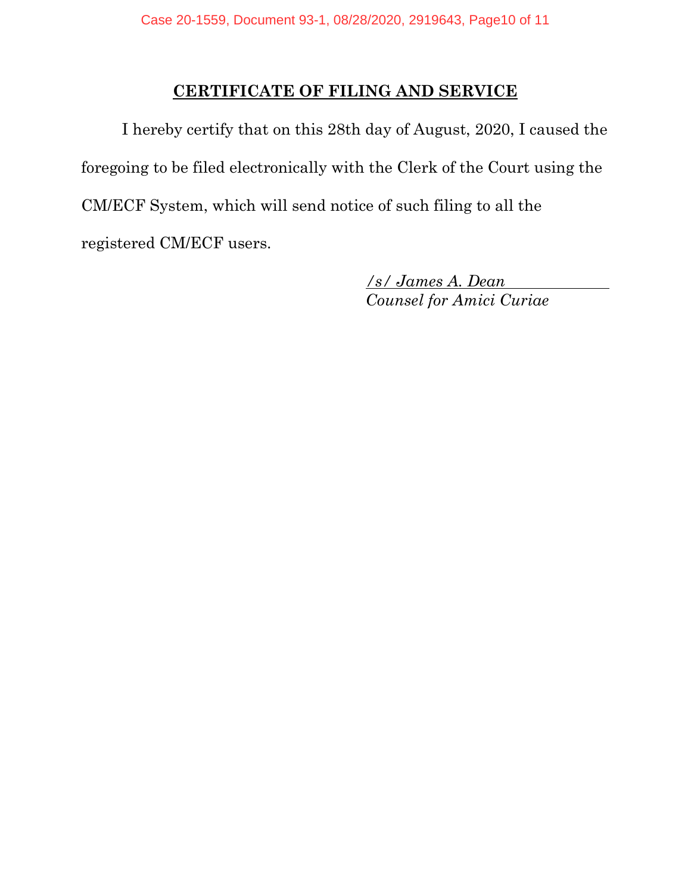## CERTIFICATE OF FILING AND SERVICE

I hereby certify that on this 28th day of August, 2020, I caused the foregoing to be filed electronically with the Clerk of the Court using the CM/ECF System, which will send notice of such filing to all the registered CM/ECF users.

*/s/ James A. Dean*
*Counsel for Amici Curiae*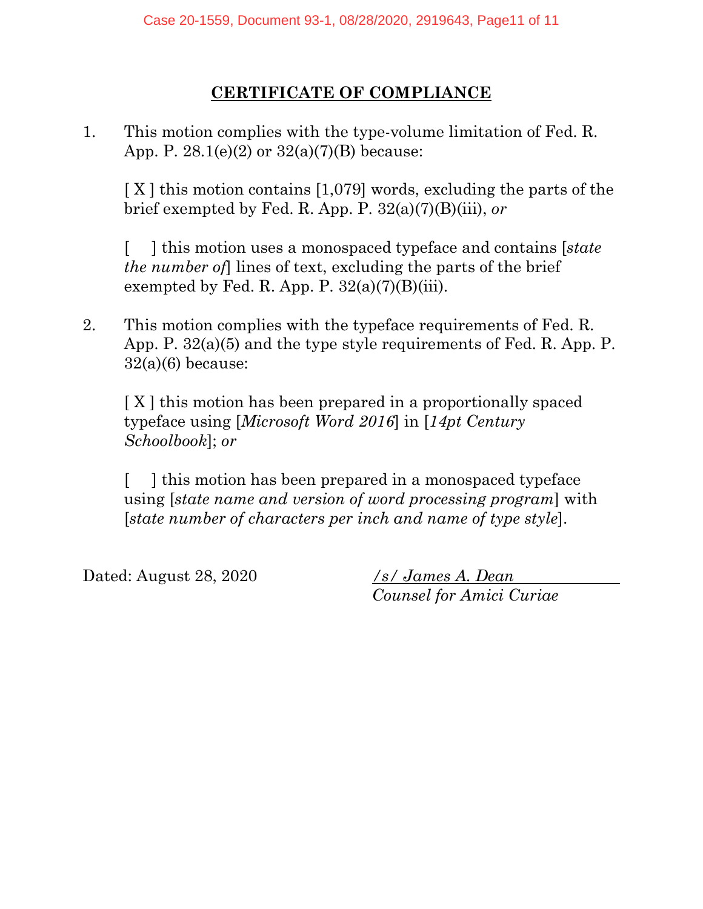## CERTIFICATE OF COMPLIANCE

1. This motion complies with the type-volume limitation of Fed. R. App. P. 28.1(e)(2) or 32(a)(7)(B) because:

   [ X ] this motion contains [1,079] words, excluding the parts of the brief exempted by Fed. R. App. P. 32(a)(7)(B)(iii), *or*

   [ ] this motion uses a monospaced typeface and contains [*state the number of*] lines of text, excluding the parts of the brief exempted by Fed. R. App. P. 32(a)(7)(B)(iii).

2. This motion complies with the typeface requirements of Fed. R. App. P. 32(a)(5) and the type style requirements of Fed. R. App. P. 32(a)(6) because:

   [ X ] this motion has been prepared in a proportionally spaced typeface using [*Microsoft Word 2016*] in [*14pt Century Schoolbook*]; *or*

   [ ] this motion has been prepared in a monospaced typeface using [*state name and version of word processing program*] with [*state number of characters per inch and name of type style*].

Dated: August 28, 2020

*/s/ James A. Dean*
*Counsel for Amici Curiae*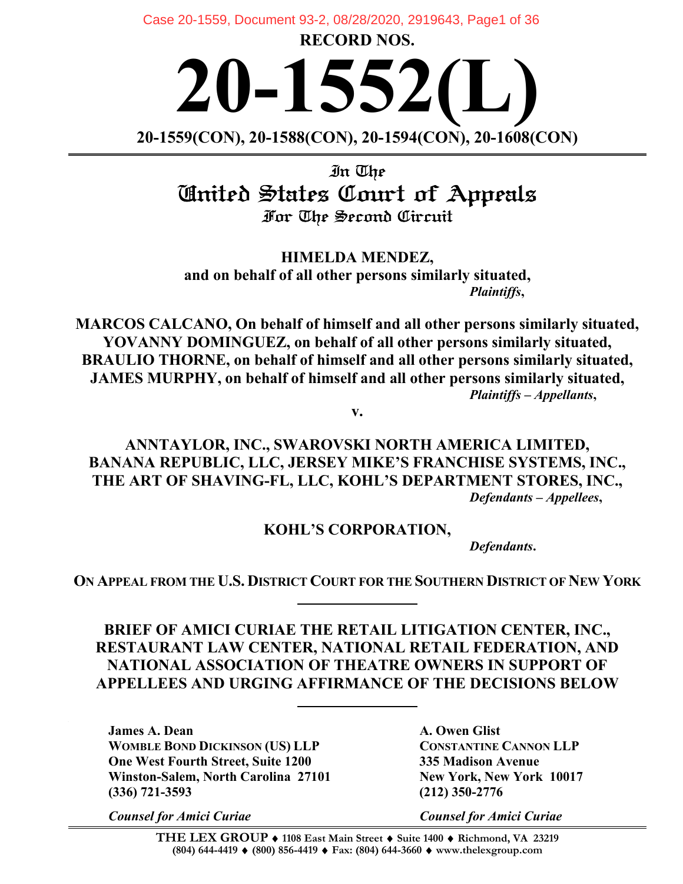RECORD NOS.

# 20-1552(L)

**20-1559(CON), 20-1588(CON), 20-1594(CON), 20-1608(CON)**

---

In The

## United States Court of Appeals

For The Second Circuit

**HIMELDA MENDEZ,**
**and on behalf of all other persons similarly situated,**
*Plaintiffs*,

**MARCOS CALCANO, On behalf of himself and all other persons similarly situated,**
**YOVANNY DOMINGUEZ, on behalf of all other persons similarly situated,**
**BRAULIO THORNE, on behalf of himself and all other persons similarly situated,**
**JAMES MURPHY, on behalf of himself and all other persons similarly situated,**
*Plaintiffs – Appellants*,

**v.**

**ANNTAYLOR, INC., SWAROVSKI NORTH AMERICA LIMITED,**
**BANANA REPUBLIC, LLC, JERSEY MIKE'S FRANCHISE SYSTEMS, INC.,**
**THE ART OF SHAVING-FL, LLC, KOHL'S DEPARTMENT STORES, INC.,**
*Defendants – Appellees*,

**KOHL'S CORPORATION,**
*Defendants*.

**ON APPEAL FROM THE U.S. DISTRICT COURT FOR THE SOUTHERN DISTRICT OF NEW YORK**

---

**BRIEF OF AMICI CURIAE THE RETAIL LITIGATION CENTER, INC., RESTAURANT LAW CENTER, NATIONAL RETAIL FEDERATION, AND NATIONAL ASSOCIATION OF THEATRE OWNERS IN SUPPORT OF APPELLEES AND URGING AFFIRMANCE OF THE DECISIONS BELOW**

---

**James A. Dean**
**WOMBLE BOND DICKINSON (US) LLP**
**One West Fourth Street, Suite 1200**
**Winston-Salem, North Carolina 27101**
**(336) 721-3593**

*Counsel for Amici Curiae*

**A. Owen Glist**
**CONSTANTINE CANNON LLP**
**335 Madison Avenue**
**New York, New York 10017**
**(212) 350-2776**

*Counsel for Amici Curiae*

**THE LEX GROUP** ♦ 1108 East Main Street ♦ Suite 1400 ♦ Richmond, VA 23219
(804) 644-4419 ♦ (800) 856-4419 ♦ Fax: (804) 644-3660 ♦ www.thelexgroup.com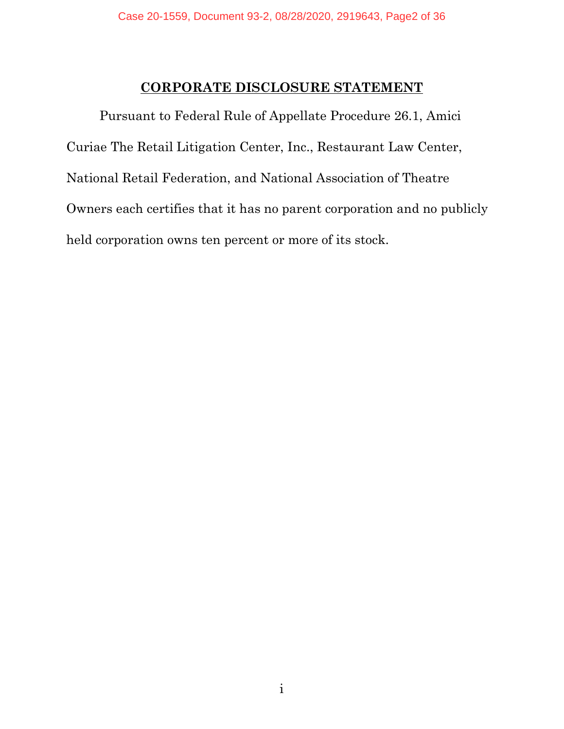## CORPORATE DISCLOSURE STATEMENT

Pursuant to Federal Rule of Appellate Procedure 26.1, Amici Curiae The Retail Litigation Center, Inc., Restaurant Law Center, National Retail Federation, and National Association of Theatre Owners each certifies that it has no parent corporation and no publicly held corporation owns ten percent or more of its stock.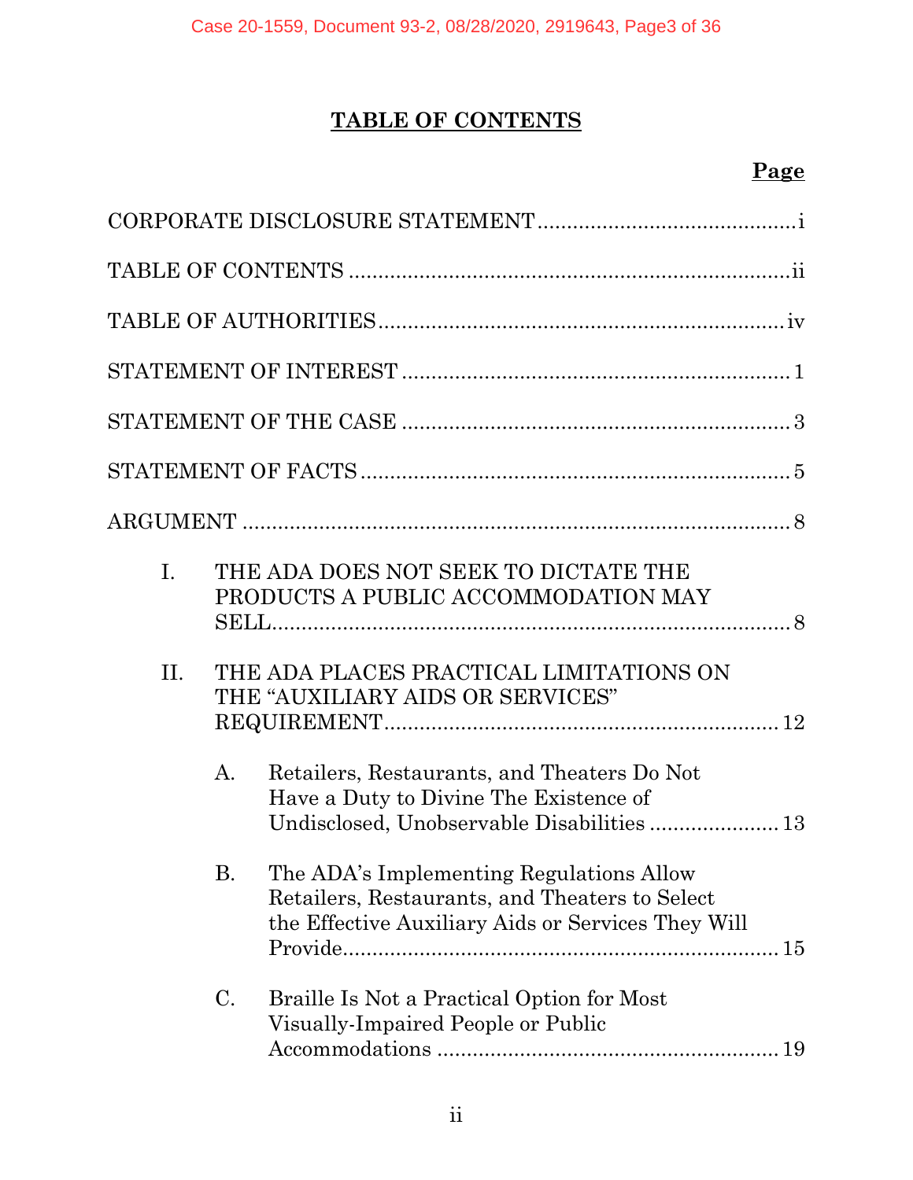# TABLE OF CONTENTS

**Page**

CORPORATE DISCLOSURE STATEMENT ........................................... i

TABLE OF CONTENTS ........................................................................... ii

TABLE OF AUTHORITIES ..................................................................... iv

STATEMENT OF INTEREST ................................................................. 1

STATEMENT OF THE CASE ................................................................. 3

STATEMENT OF FACTS ........................................................................ 5

ARGUMENT ............................................................................................. 8

I. THE ADA DOES NOT SEEK TO DICTATE THE PRODUCTS A PUBLIC ACCOMMODATION MAY SELL ........................................................................................ 8

II. THE ADA PLACES PRACTICAL LIMITATIONS ON THE "AUXILIARY AIDS OR SERVICES" REQUIREMENT ................................................................... 12

   A. Retailers, Restaurants, and Theaters Do Not Have a Duty to Divine The Existence of Undisclosed, Unobservable Disabilities ...................... 13

   B. The ADA's Implementing Regulations Allow Retailers, Restaurants, and Theaters to Select the Effective Auxiliary Aids or Services They Will Provide ......................................................................... 15

   C. Braille Is Not a Practical Option for Most Visually-Impaired People or Public Accommodations ......................................................... 19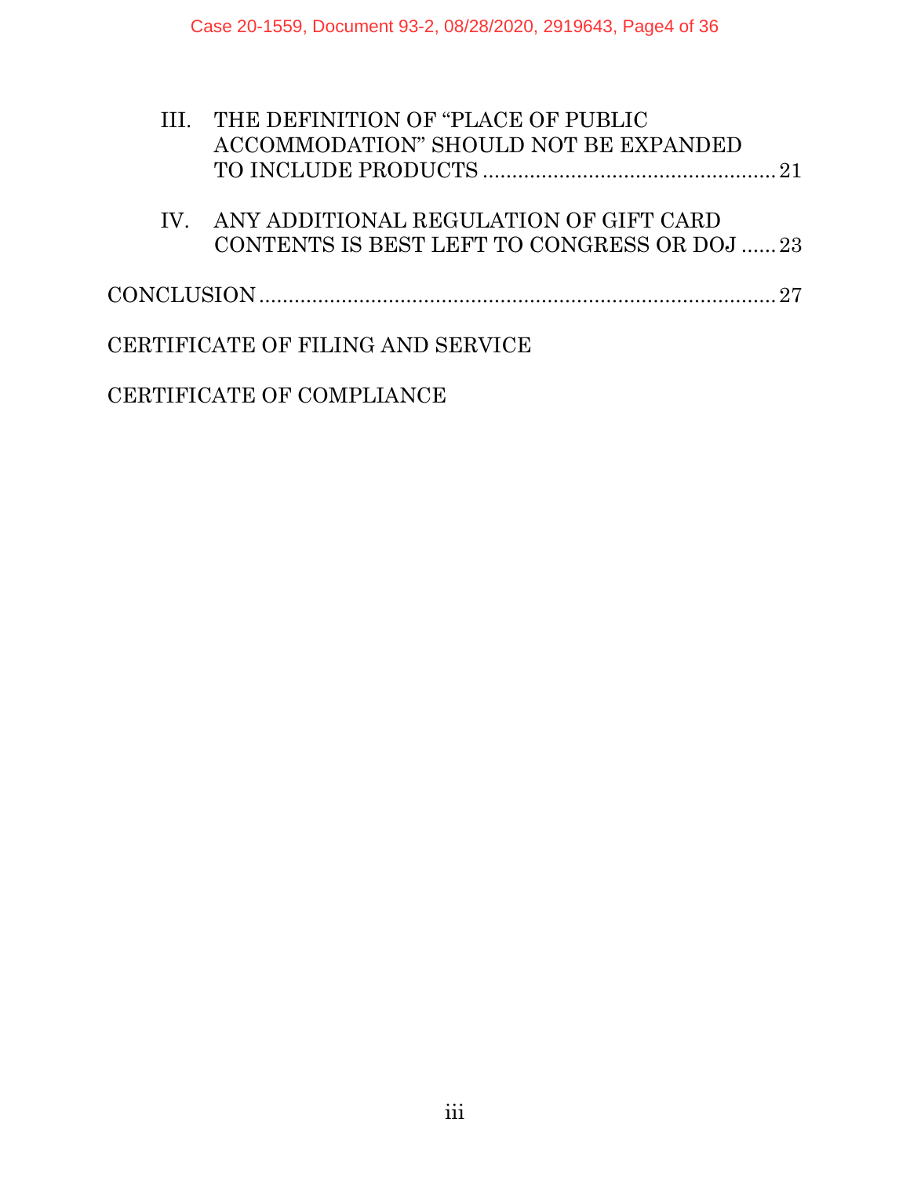III. THE DEFINITION OF "PLACE OF PUBLIC ACCOMMODATION" SHOULD NOT BE EXPANDED TO INCLUDE PRODUCTS .................................................. 21

IV. ANY ADDITIONAL REGULATION OF GIFT CARD CONTENTS IS BEST LEFT TO CONGRESS OR DOJ ...... 23

CONCLUSION ....................................................................................... 27

CERTIFICATE OF FILING AND SERVICE

CERTIFICATE OF COMPLIANCE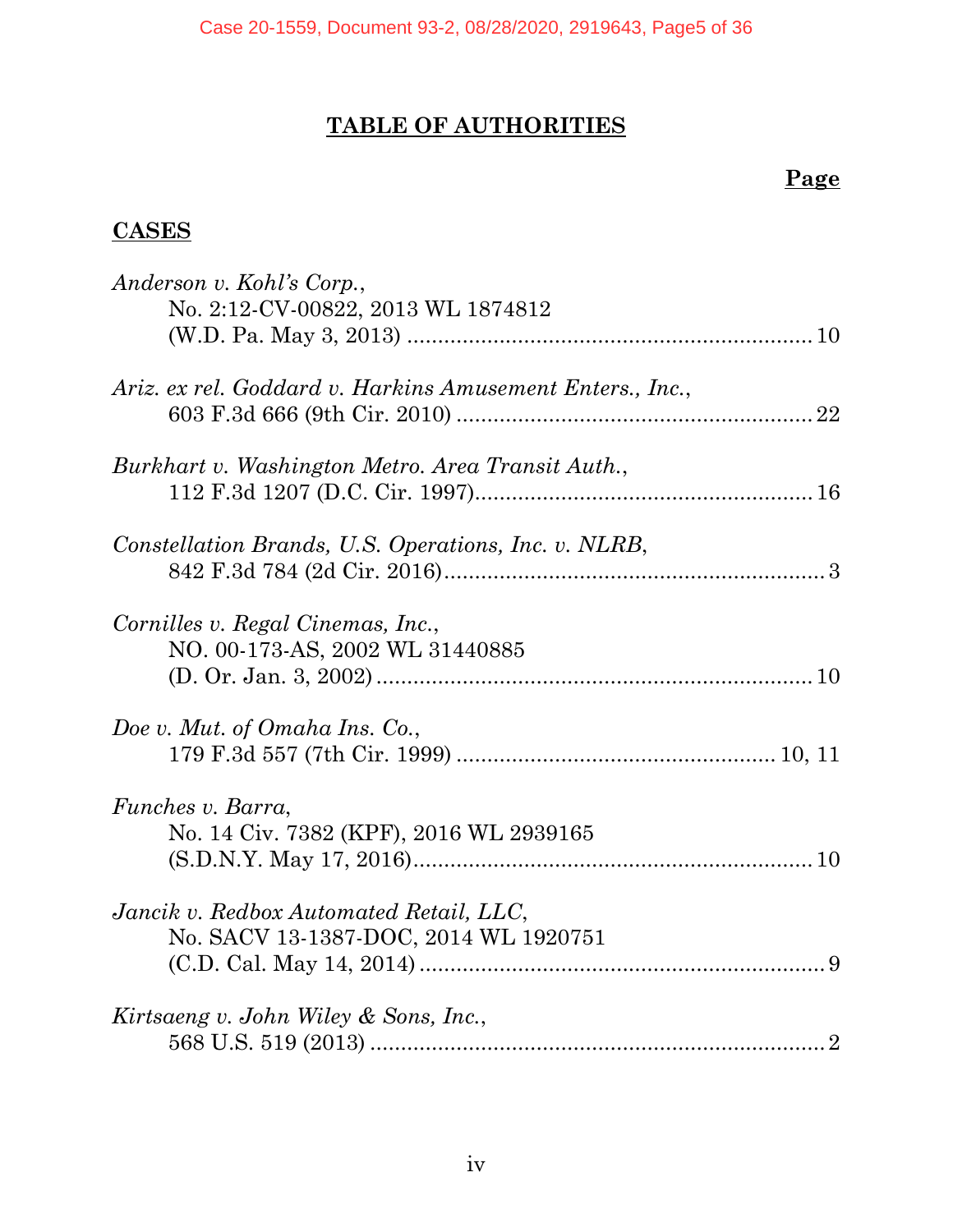# TABLE OF AUTHORITIES

**Page**

## CASES

*Anderson v. Kohl's Corp.*,
No. 2:12-CV-00822, 2013 WL 1874812
(W.D. Pa. May 3, 2013) .................................................................. 10

*Ariz. ex rel. Goddard v. Harkins Amusement Enters., Inc.*,
603 F.3d 666 (9th Cir. 2010) .......................................................... 22

*Burkhart v. Washington Metro. Area Transit Auth.*,
112 F.3d 1207 (D.C. Cir. 1997)...................................................... 16

*Constellation Brands, U.S. Operations, Inc. v. NLRB*,
842 F.3d 784 (2d Cir. 2016).............................................................. 3

*Cornilles v. Regal Cinemas, Inc.*,
NO. 00-173-AS, 2002 WL 31440885
(D. Or. Jan. 3, 2002) ...................................................................... 10

*Doe v. Mut. of Omaha Ins. Co.*,
179 F.3d 557 (7th Cir. 1999) ................................................... 10, 11

*Funches v. Barra*,
No. 14 Civ. 7382 (KPF), 2016 WL 2939165
(S.D.N.Y. May 17, 2016)................................................................ 10

*Jancik v. Redbox Automated Retail, LLC*,
No. SACV 13-1387-DOC, 2014 WL 1920751
(C.D. Cal. May 14, 2014) .................................................................. 9

*Kirtsaeng v. John Wiley & Sons, Inc.*,
568 U.S. 519 (2013) .......................................................................... 2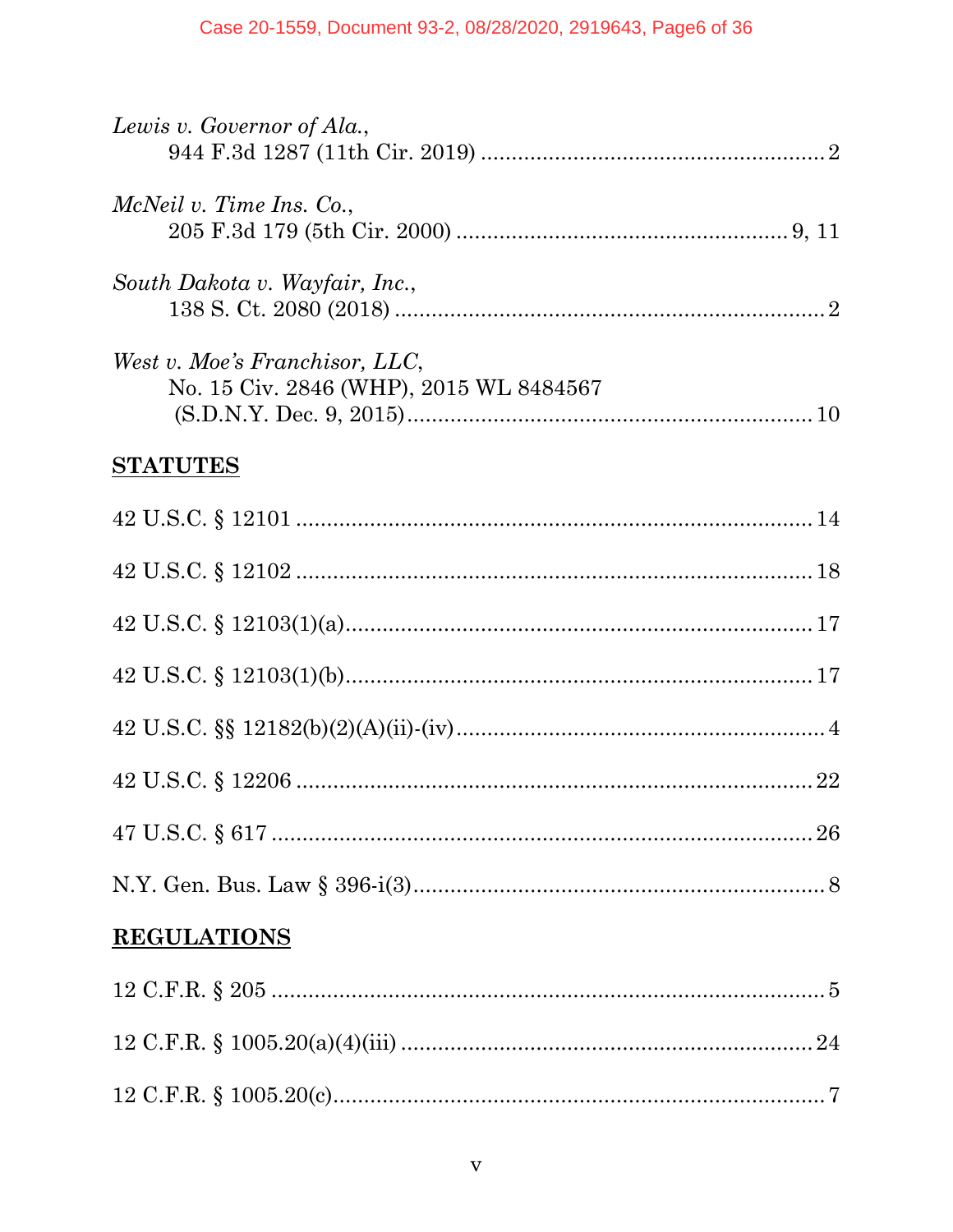*Lewis v. Governor of Ala.*,
944 F.3d 1287 (11th Cir. 2019) ........................................................ 2

*McNeil v. Time Ins. Co.*,
205 F.3d 179 (5th Cir. 2000) ...................................................... 9, 11

*South Dakota v. Wayfair, Inc.*,
138 S. Ct. 2080 (2018) ..................................................................... 2

*West v. Moe's Franchisor, LLC*,
No. 15 Civ. 2846 (WHP), 2015 WL 8484567
(S.D.N.Y. Dec. 9, 2015) .................................................................. 10

## STATUTES

42 U.S.C. § 12101 .................................................................................... 14

42 U.S.C. § 12102 .................................................................................... 18

42 U.S.C. § 12103(1)(a) ............................................................................ 17

42 U.S.C. § 12103(1)(b) ............................................................................ 17

42 U.S.C. §§ 12182(b)(2)(A)(ii)-(iv) ............................................................ 4

42 U.S.C. § 12206 .................................................................................... 22

47 U.S.C. § 617 ........................................................................................ 26

N.Y. Gen. Bus. Law § 396-i(3) ................................................................... 8

## REGULATIONS

12 C.F.R. § 205 .......................................................................................... 5

12 C.F.R. § 1005.20(a)(4)(iii) ................................................................... 24

12 C.F.R. § 1005.20(c) ................................................................................ 7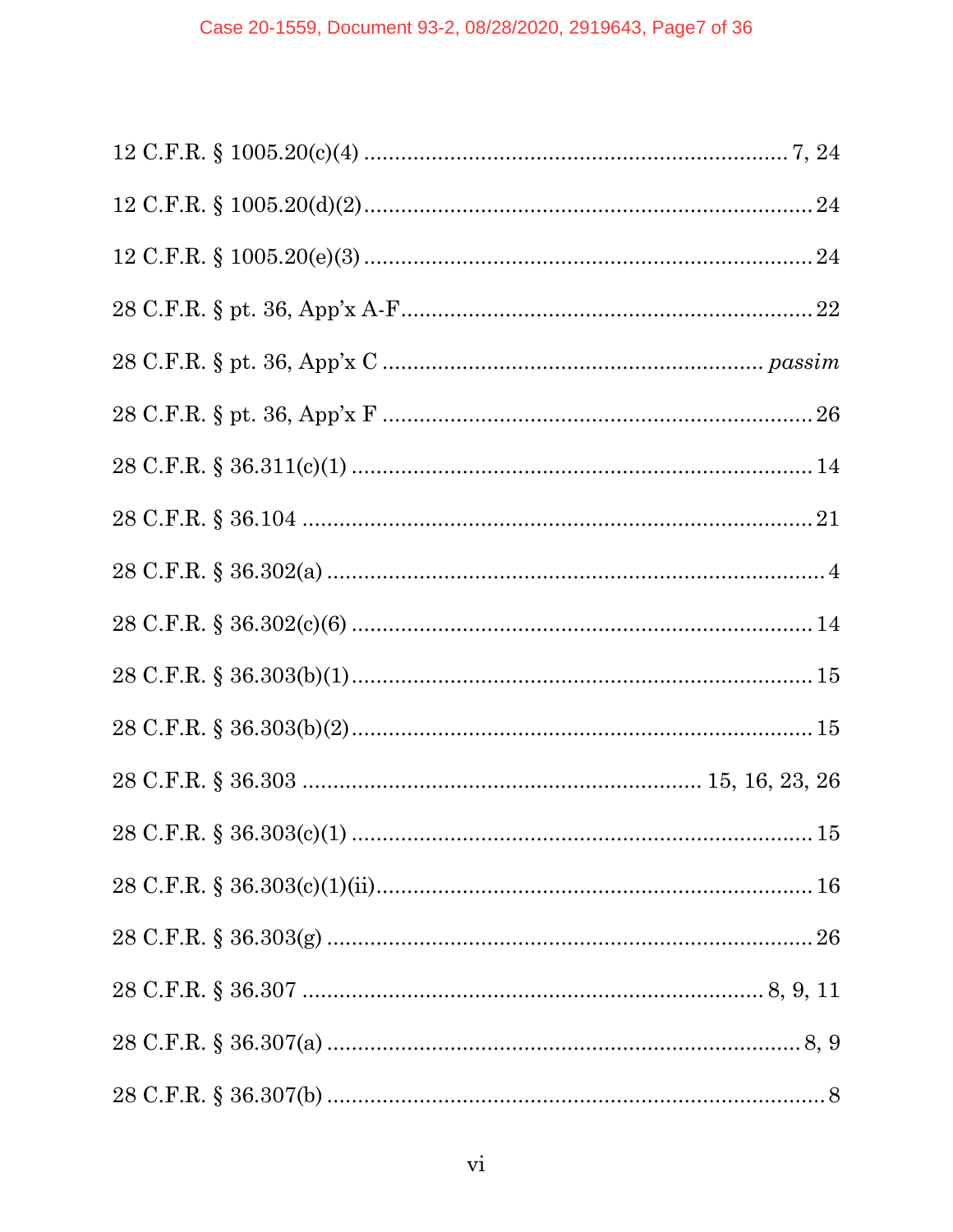12 C.F.R. § 1005.20(c)(4) .................................................................... 7, 24

12 C.F.R. § 1005.20(d)(2) ......................................................................... 24

12 C.F.R. § 1005.20(e)(3) .......................................................................... 24

28 C.F.R. § pt. 36, App'x A-F .................................................................. 22

28 C.F.R. § pt. 36, App'x C ............................................................... *passim*

28 C.F.R. § pt. 36, App'x F ...................................................................... 26

28 C.F.R. § 36.311(c)(1) ........................................................................... 14

28 C.F.R. § 36.104 .................................................................................... 21

28 C.F.R. § 36.302(a) .................................................................................. 4

28 C.F.R. § 36.302(c)(6) ........................................................................... 14

28 C.F.R. § 36.303(b)(1) ........................................................................... 15

28 C.F.R. § 36.303(b)(2) ........................................................................... 15

28 C.F.R. § 36.303 ............................................................... 15, 16, 23, 26

28 C.F.R. § 36.303(c)(1) ........................................................................... 15

28 C.F.R. § 36.303(c)(1)(ii) ....................................................................... 16

28 C.F.R. § 36.303(g) ................................................................................ 26

28 C.F.R. § 36.307 ........................................................................... 8, 9, 11

28 C.F.R. § 36.307(a) ............................................................................. 8, 9

28 C.F.R. § 36.307(b) .................................................................................. 8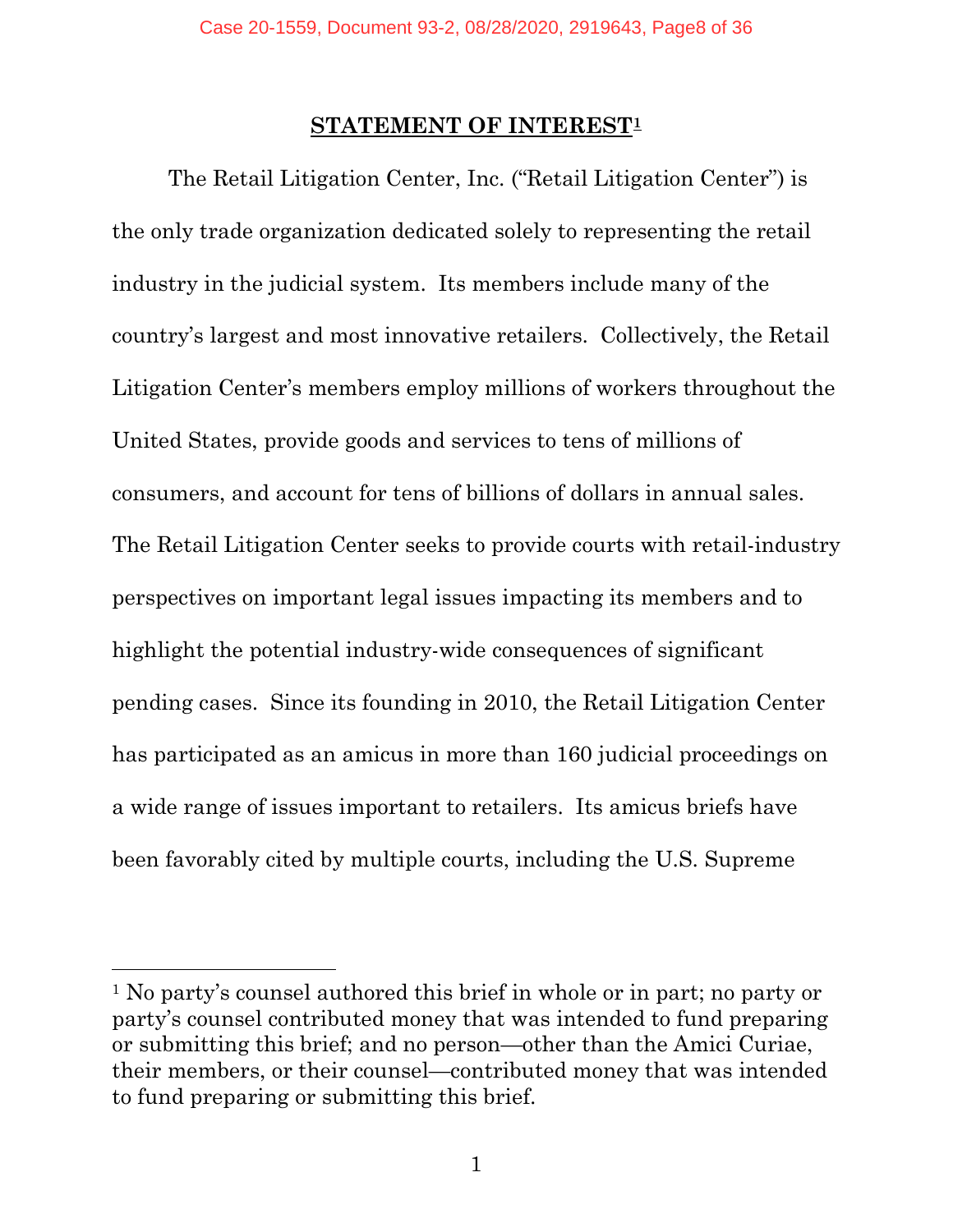## STATEMENT OF INTEREST[1]

The Retail Litigation Center, Inc. ("Retail Litigation Center") is the only trade organization dedicated solely to representing the retail industry in the judicial system. Its members include many of the country's largest and most innovative retailers. Collectively, the Retail Litigation Center's members employ millions of workers throughout the United States, provide goods and services to tens of millions of consumers, and account for tens of billions of dollars in annual sales. The Retail Litigation Center seeks to provide courts with retail-industry perspectives on important legal issues impacting its members and to highlight the potential industry-wide consequences of significant pending cases. Since its founding in 2010, the Retail Litigation Center has participated as an amicus in more than 160 judicial proceedings on a wide range of issues important to retailers. Its amicus briefs have been favorably cited by multiple courts, including the U.S. Supreme

---

[1] No party's counsel authored this brief in whole or in part; no party or party's counsel contributed money that was intended to fund preparing or submitting this brief; and no person—other than the Amici Curiae, their members, or their counsel—contributed money that was intended to fund preparing or submitting this brief.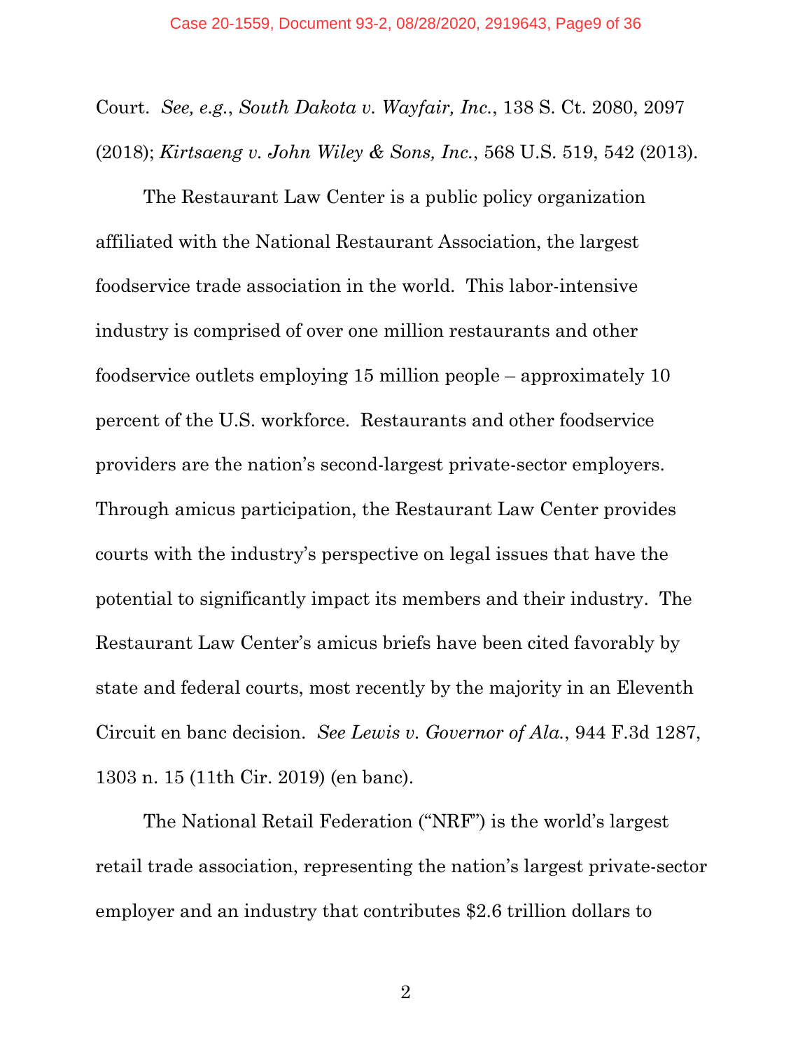Court. *See, e.g.*, *South Dakota v. Wayfair, Inc.*, 138 S. Ct. 2080, 2097 (2018); *Kirtsaeng v. John Wiley & Sons, Inc.*, 568 U.S. 519, 542 (2013).

The Restaurant Law Center is a public policy organization affiliated with the National Restaurant Association, the largest foodservice trade association in the world. This labor-intensive industry is comprised of over one million restaurants and other foodservice outlets employing 15 million people – approximately 10 percent of the U.S. workforce. Restaurants and other foodservice providers are the nation's second-largest private-sector employers. Through amicus participation, the Restaurant Law Center provides courts with the industry's perspective on legal issues that have the potential to significantly impact its members and their industry. The Restaurant Law Center's amicus briefs have been cited favorably by state and federal courts, most recently by the majority in an Eleventh Circuit en banc decision. *See Lewis v. Governor of Ala.*, 944 F.3d 1287, 1303 n. 15 (11th Cir. 2019) (en banc).

The National Retail Federation ("NRF") is the world's largest retail trade association, representing the nation's largest private-sector employer and an industry that contributes $2.6 trillion dollars to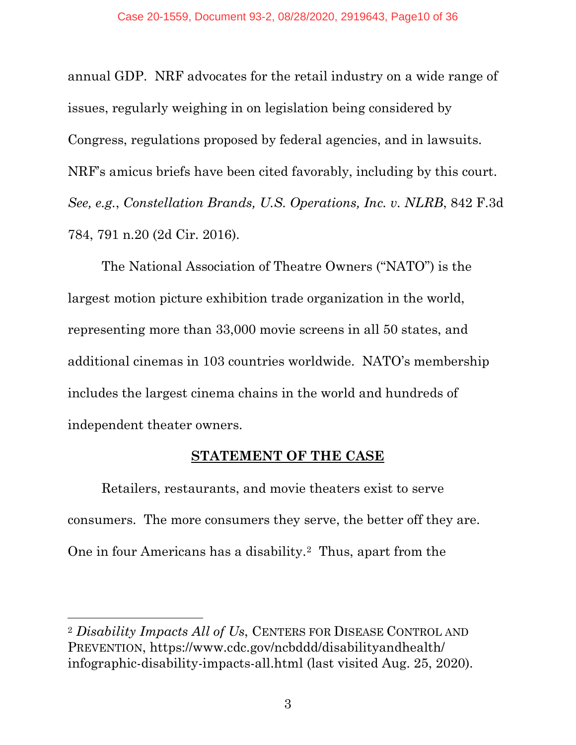annual GDP. NRF advocates for the retail industry on a wide range of issues, regularly weighing in on legislation being considered by Congress, regulations proposed by federal agencies, and in lawsuits. NRF's amicus briefs have been cited favorably, including by this court. *See, e.g.*, *Constellation Brands, U.S. Operations, Inc. v. NLRB*, 842 F.3d 784, 791 n.20 (2d Cir. 2016).

The National Association of Theatre Owners ("NATO") is the largest motion picture exhibition trade organization in the world, representing more than 33,000 movie screens in all 50 states, and additional cinemas in 103 countries worldwide. NATO's membership includes the largest cinema chains in the world and hundreds of independent theater owners.

## STATEMENT OF THE CASE

Retailers, restaurants, and movie theaters exist to serve consumers. The more consumers they serve, the better off they are. One in four Americans has a disability.[2] Thus, apart from the

---

[2] *Disability Impacts All of Us*, CENTERS FOR DISEASE CONTROL AND PREVENTION, https://www.cdc.gov/ncbddd/disabilityandhealth/infographic-disability-impacts-all.html (last visited Aug. 25, 2020).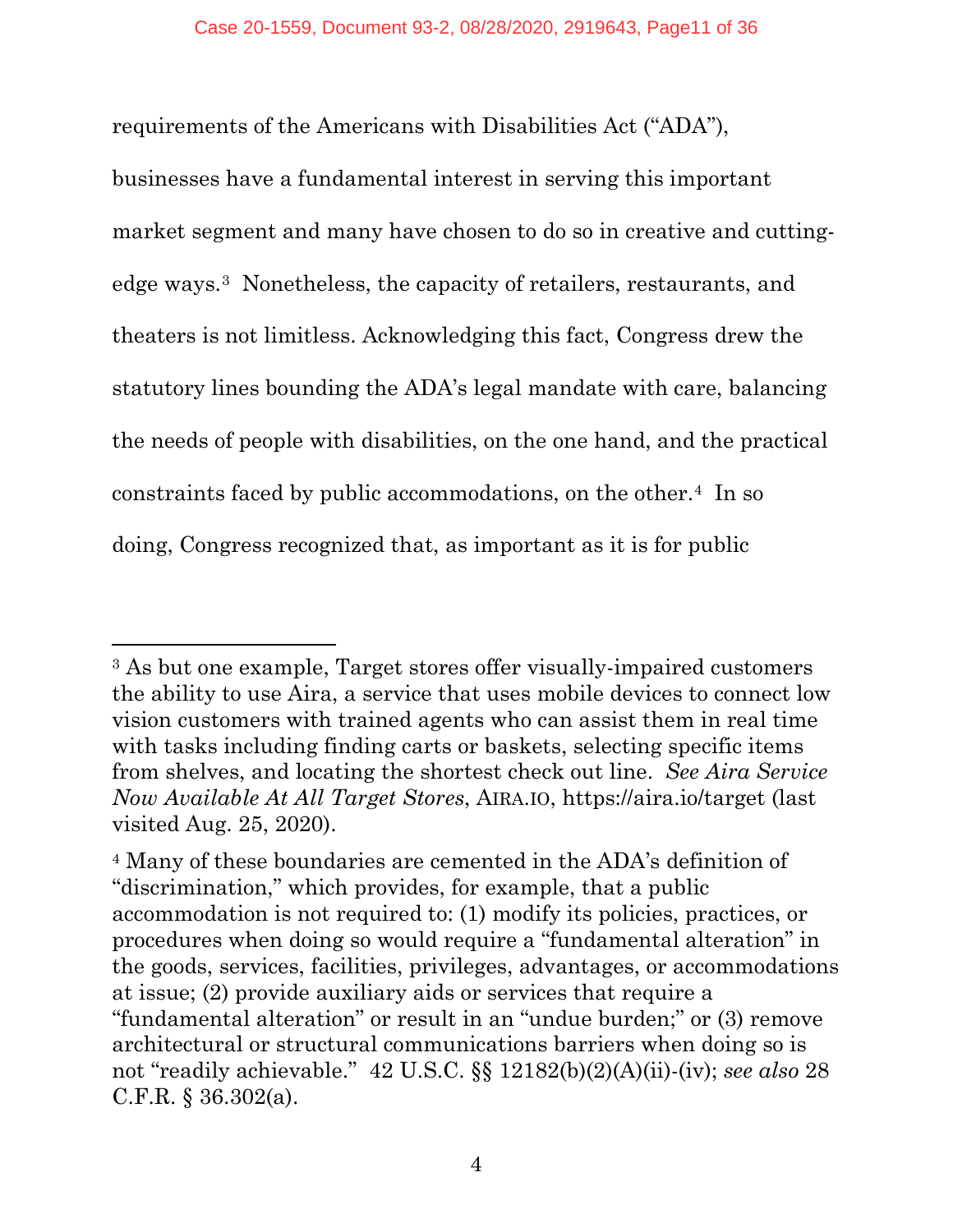requirements of the Americans with Disabilities Act ("ADA"), businesses have a fundamental interest in serving this important market segment and many have chosen to do so in creative and cutting-edge ways.[3] Nonetheless, the capacity of retailers, restaurants, and theaters is not limitless. Acknowledging this fact, Congress drew the statutory lines bounding the ADA's legal mandate with care, balancing the needs of people with disabilities, on the one hand, and the practical constraints faced by public accommodations, on the other.[4] In so doing, Congress recognized that, as important as it is for public

---

[3] As but one example, Target stores offer visually-impaired customers the ability to use Aira, a service that uses mobile devices to connect low vision customers with trained agents who can assist them in real time with tasks including finding carts or baskets, selecting specific items from shelves, and locating the shortest check out line. *See Aira Service Now Available At All Target Stores*, AIRA.IO, https://aira.io/target (last visited Aug. 25, 2020).

[4] Many of these boundaries are cemented in the ADA's definition of "discrimination," which provides, for example, that a public accommodation is not required to: (1) modify its policies, practices, or procedures when doing so would require a "fundamental alteration" in the goods, services, facilities, privileges, advantages, or accommodations at issue; (2) provide auxiliary aids or services that require a "fundamental alteration" or result in an "undue burden;" or (3) remove architectural or structural communications barriers when doing so is not "readily achievable." 42 U.S.C. §§ 12182(b)(2)(A)(ii)-(iv); *see also* 28 C.F.R. § 36.302(a).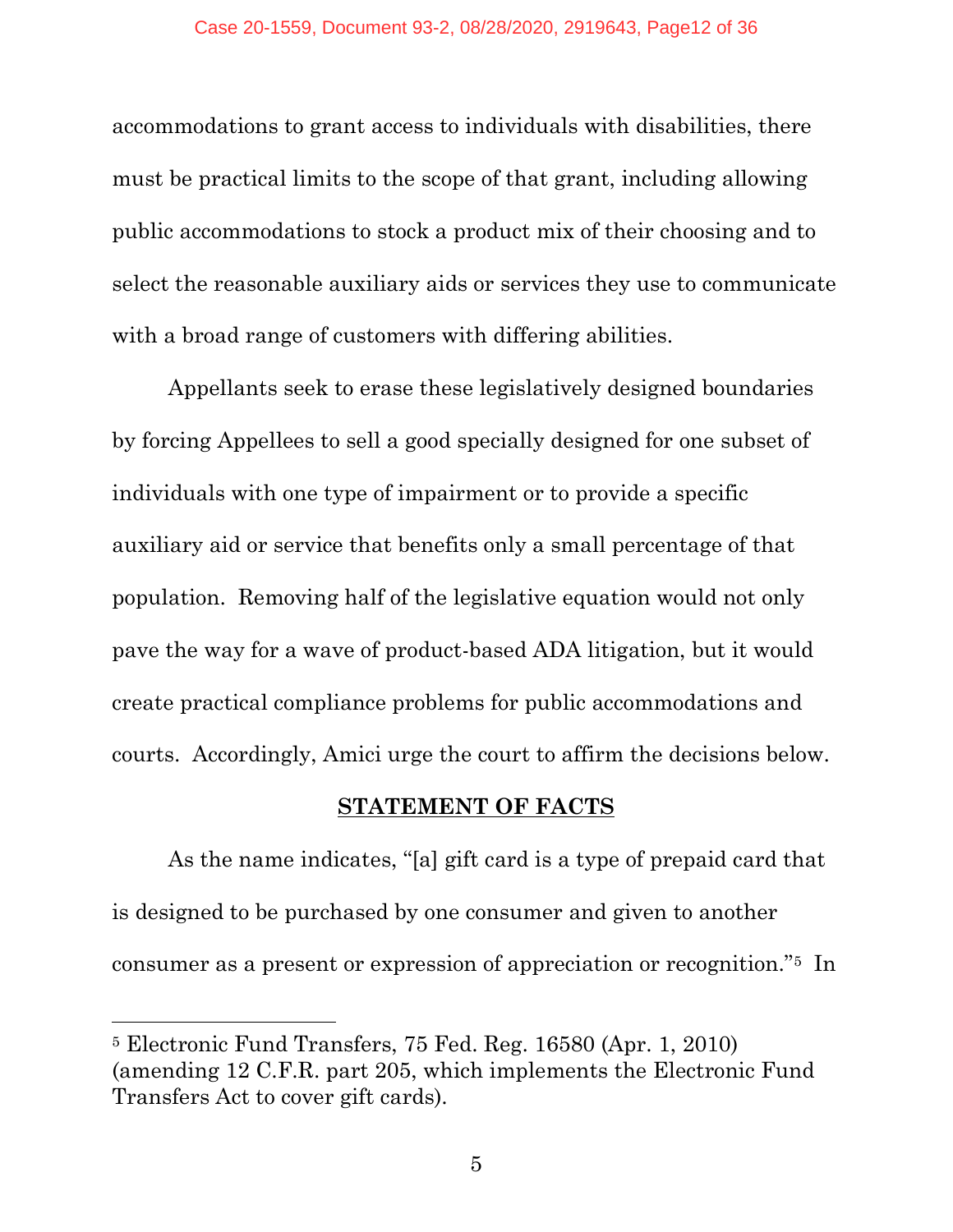accommodations to grant access to individuals with disabilities, there must be practical limits to the scope of that grant, including allowing public accommodations to stock a product mix of their choosing and to select the reasonable auxiliary aids or services they use to communicate with a broad range of customers with differing abilities.

Appellants seek to erase these legislatively designed boundaries by forcing Appellees to sell a good specially designed for one subset of individuals with one type of impairment or to provide a specific auxiliary aid or service that benefits only a small percentage of that population. Removing half of the legislative equation would not only pave the way for a wave of product-based ADA litigation, but it would create practical compliance problems for public accommodations and courts. Accordingly, Amici urge the court to affirm the decisions below.

## STATEMENT OF FACTS

As the name indicates, "[a] gift card is a type of prepaid card that is designed to be purchased by one consumer and given to another consumer as a present or expression of appreciation or recognition."[5] In

---

[5] Electronic Fund Transfers, 75 Fed. Reg. 16580 (Apr. 1, 2010) (amending 12 C.F.R. part 205, which implements the Electronic Fund Transfers Act to cover gift cards).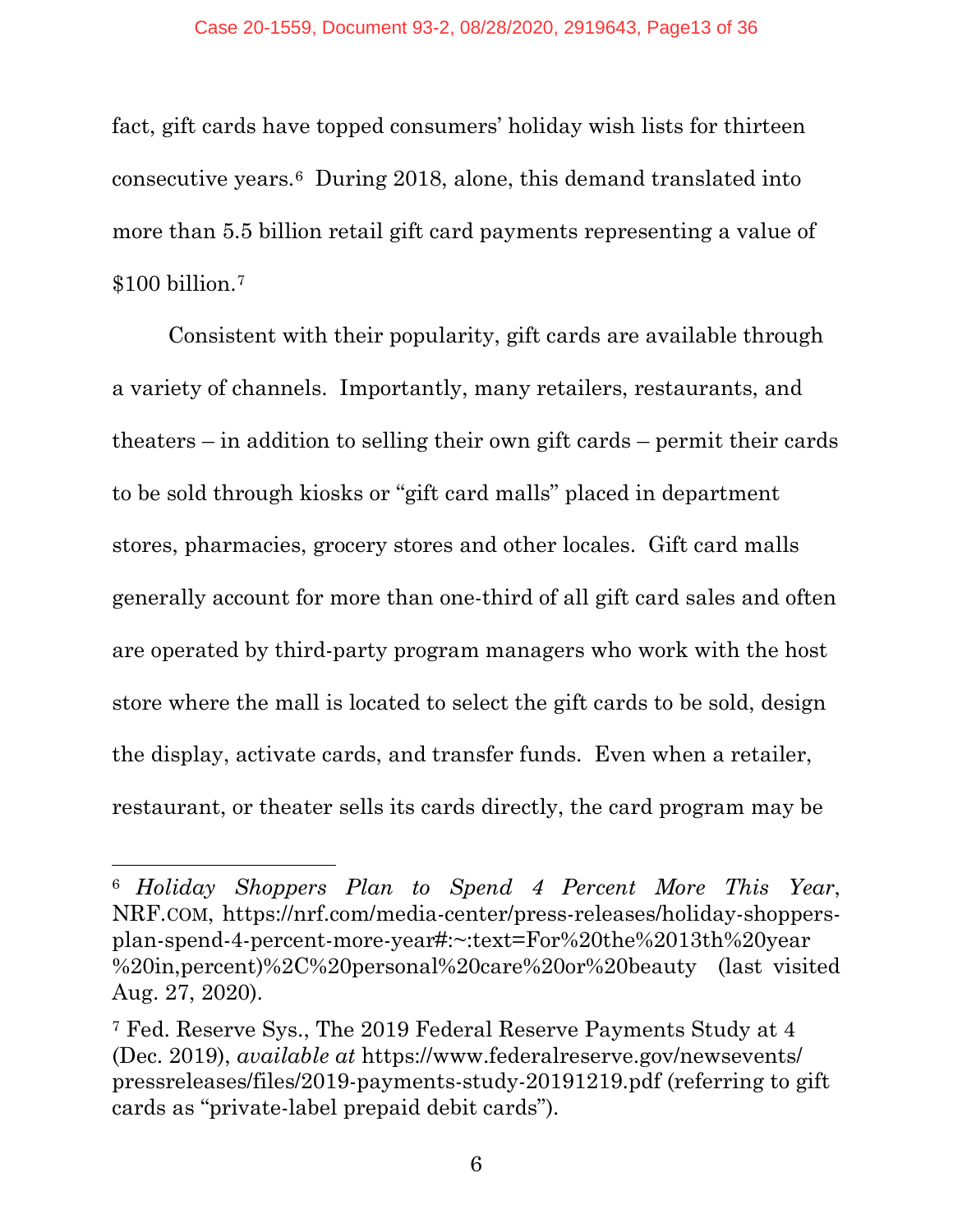fact, gift cards have topped consumers' holiday wish lists for thirteen consecutive years.[6] During 2018, alone, this demand translated into more than 5.5 billion retail gift card payments representing a value of $100 billion.[7]

Consistent with their popularity, gift cards are available through a variety of channels. Importantly, many retailers, restaurants, and theaters – in addition to selling their own gift cards – permit their cards to be sold through kiosks or "gift card malls" placed in department stores, pharmacies, grocery stores and other locales. Gift card malls generally account for more than one-third of all gift card sales and often are operated by third-party program managers who work with the host store where the mall is located to select the gift cards to be sold, design the display, activate cards, and transfer funds. Even when a retailer, restaurant, or theater sells its cards directly, the card program may be

---

[6] *Holiday Shoppers Plan to Spend 4 Percent More This Year*, NRF.COM, https://nrf.com/media-center/press-releases/holiday-shoppers-plan-spend-4-percent-more-year#:~:text=For%20the%2013th%20year%20in,percent)%2C%20personal%20care%20or%20beauty (last visited Aug. 27, 2020).

[7] Fed. Reserve Sys., The 2019 Federal Reserve Payments Study at 4 (Dec. 2019), *available at* https://www.federalreserve.gov/newsevents/pressreleases/files/2019-payments-study-20191219.pdf (referring to gift cards as "private-label prepaid debit cards").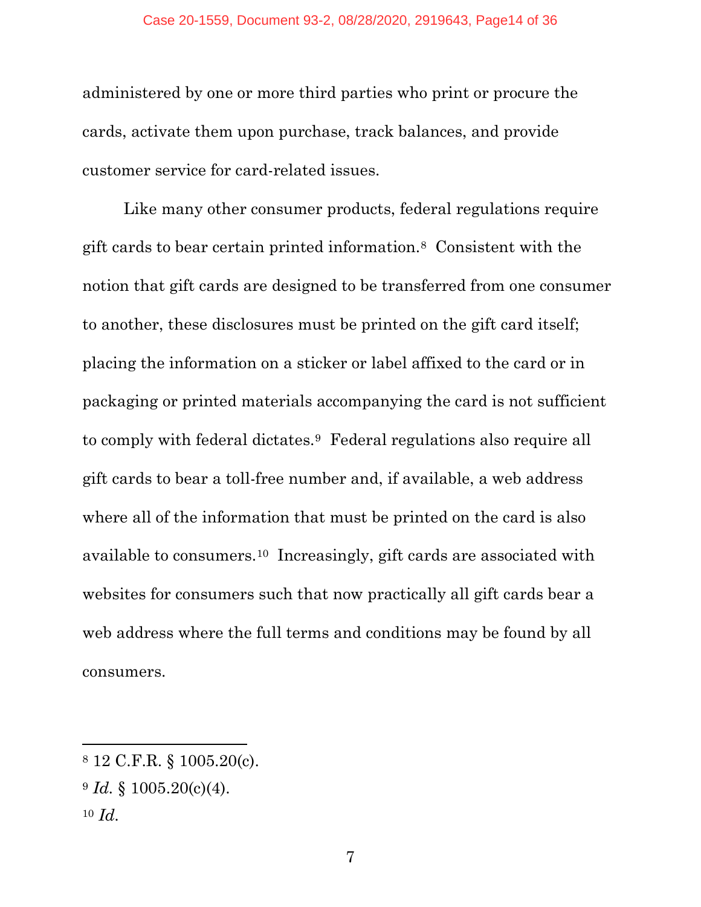administered by one or more third parties who print or procure the cards, activate them upon purchase, track balances, and provide customer service for card-related issues.

Like many other consumer products, federal regulations require gift cards to bear certain printed information.[8] Consistent with the notion that gift cards are designed to be transferred from one consumer to another, these disclosures must be printed on the gift card itself; placing the information on a sticker or label affixed to the card or in packaging or printed materials accompanying the card is not sufficient to comply with federal dictates.[9] Federal regulations also require all gift cards to bear a toll-free number and, if available, a web address where all of the information that must be printed on the card is also available to consumers.[10] Increasingly, gift cards are associated with websites for consumers such that now practically all gift cards bear a web address where the full terms and conditions may be found by all consumers.

---

[8] 12 C.F.R. § 1005.20(c).

[9] *Id.* § 1005.20(c)(4).

[10] *Id.*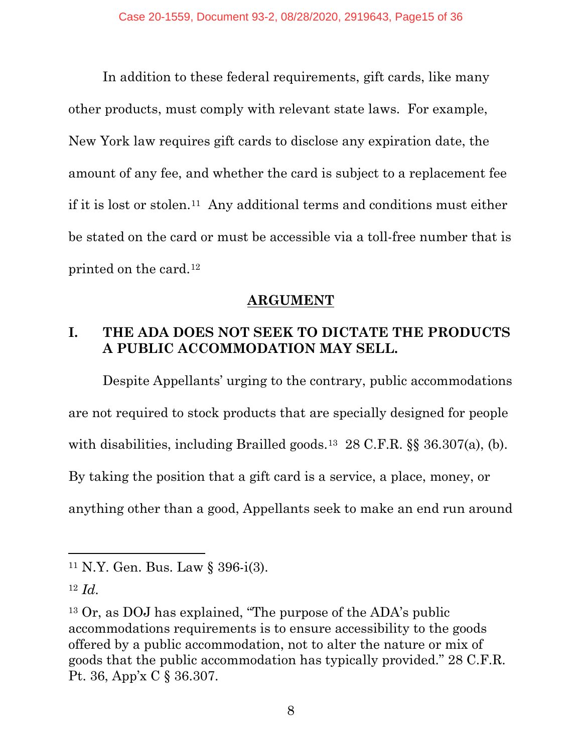In addition to these federal requirements, gift cards, like many other products, must comply with relevant state laws. For example, New York law requires gift cards to disclose any expiration date, the amount of any fee, and whether the card is subject to a replacement fee if it is lost or stolen.[11] Any additional terms and conditions must either be stated on the card or must be accessible via a toll-free number that is printed on the card.[12]

## ARGUMENT

### I. THE ADA DOES NOT SEEK TO DICTATE THE PRODUCTS A PUBLIC ACCOMMODATION MAY SELL.

Despite Appellants' urging to the contrary, public accommodations are not required to stock products that are specially designed for people with disabilities, including Brailled goods.[13] 28 C.F.R. §§ 36.307(a), (b). By taking the position that a gift card is a service, a place, money, or anything other than a good, Appellants seek to make an end run around

---

[11] N.Y. Gen. Bus. Law § 396-i(3).

[12] *Id.*

[13] Or, as DOJ has explained, "The purpose of the ADA's public accommodations requirements is to ensure accessibility to the goods offered by a public accommodation, not to alter the nature or mix of goods that the public accommodation has typically provided." 28 C.F.R. Pt. 36, App'x C § 36.307.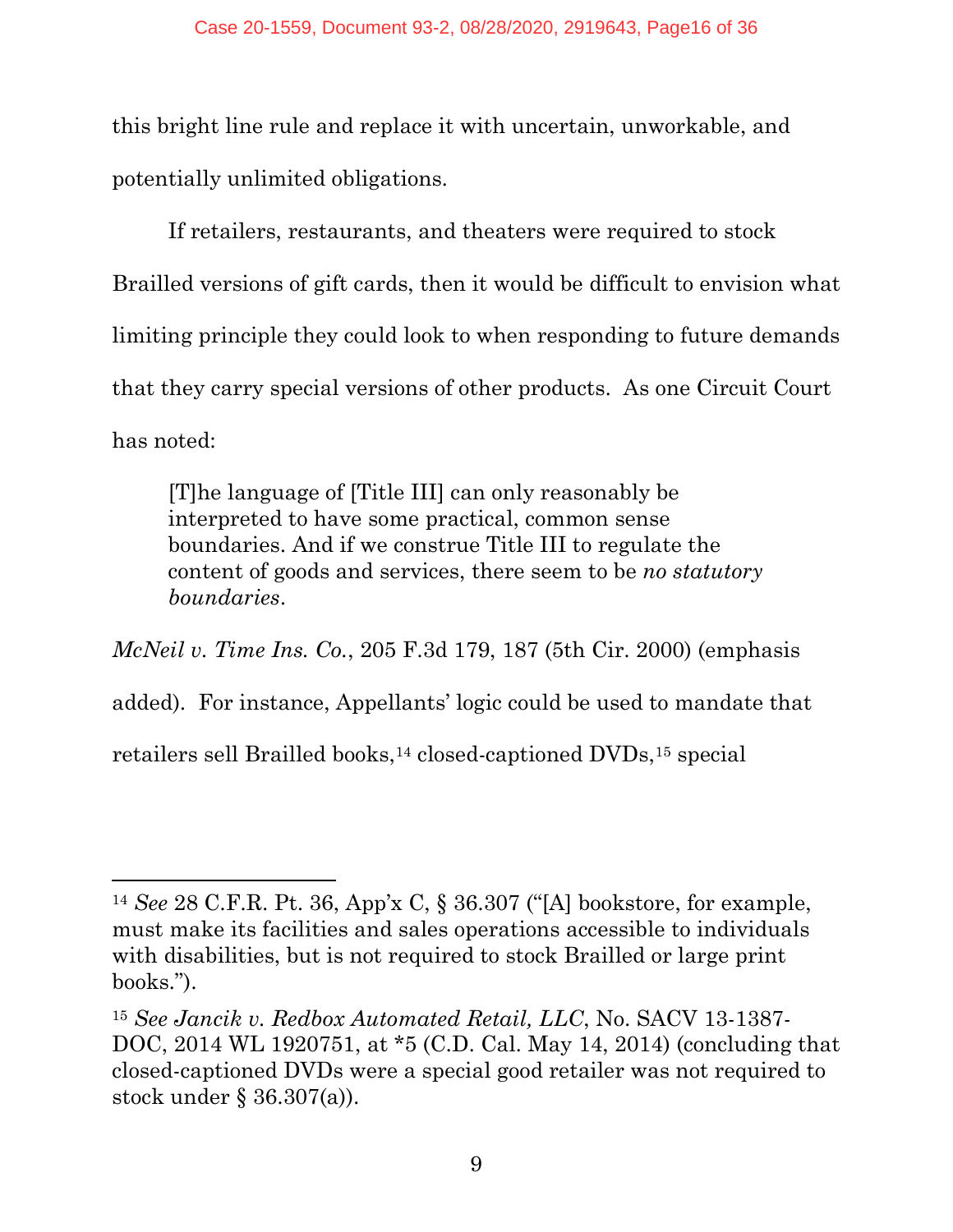this bright line rule and replace it with uncertain, unworkable, and potentially unlimited obligations.

If retailers, restaurants, and theaters were required to stock Brailled versions of gift cards, then it would be difficult to envision what limiting principle they could look to when responding to future demands that they carry special versions of other products. As one Circuit Court has noted:

> [T]he language of [Title III] can only reasonably be interpreted to have some practical, common sense boundaries. And if we construe Title III to regulate the content of goods and services, there seem to be *no statutory boundaries*.

*McNeil v. Time Ins. Co.*, 205 F.3d 179, 187 (5th Cir. 2000) (emphasis added). For instance, Appellants' logic could be used to mandate that retailers sell Brailled books,[14] closed-captioned DVDs,[15] special

---

[14] *See* 28 C.F.R. Pt. 36, App'x C, § 36.307 ("[A] bookstore, for example, must make its facilities and sales operations accessible to individuals with disabilities, but is not required to stock Brailled or large print books.").

[15] *See Jancik v. Redbox Automated Retail, LLC*, No. SACV 13-1387-DOC, 2014 WL 1920751, at *5 (C.D. Cal. May 14, 2014) (concluding that closed-captioned DVDs were a special good retailer was not required to stock under § 36.307(a)).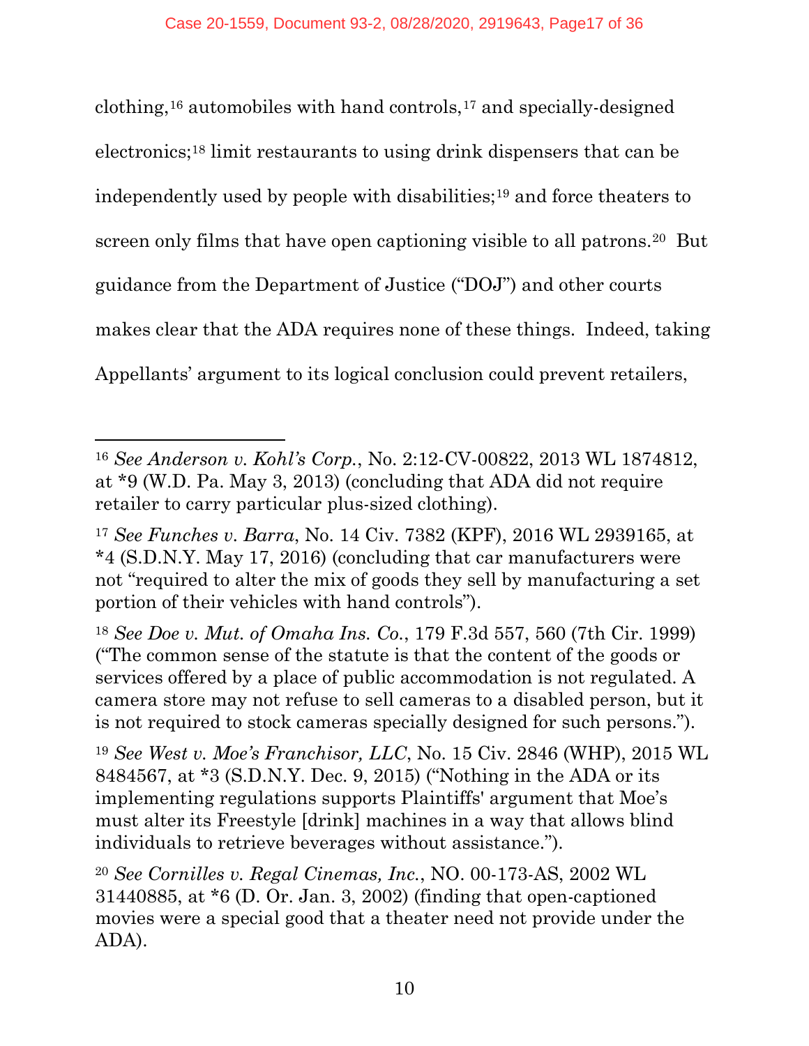clothing,[16] automobiles with hand controls,[17] and specially-designed electronics;[18] limit restaurants to using drink dispensers that can be independently used by people with disabilities;[19] and force theaters to screen only films that have open captioning visible to all patrons.[20] But guidance from the Department of Justice ("DOJ") and other courts makes clear that the ADA requires none of these things. Indeed, taking Appellants' argument to its logical conclusion could prevent retailers,

---

[16] *See Anderson v. Kohl's Corp.*, No. 2:12-CV-00822, 2013 WL 1874812, at *9 (W.D. Pa. May 3, 2013) (concluding that ADA did not require retailer to carry particular plus-sized clothing).

[17] *See Funches v. Barra*, No. 14 Civ. 7382 (KPF), 2016 WL 2939165, at *4 (S.D.N.Y. May 17, 2016) (concluding that car manufacturers were not "required to alter the mix of goods they sell by manufacturing a set portion of their vehicles with hand controls").

[18] *See Doe v. Mut. of Omaha Ins. Co.*, 179 F.3d 557, 560 (7th Cir. 1999) ("The common sense of the statute is that the content of the goods or services offered by a place of public accommodation is not regulated. A camera store may not refuse to sell cameras to a disabled person, but it is not required to stock cameras specially designed for such persons.").

[19] *See West v. Moe's Franchisor, LLC*, No. 15 Civ. 2846 (WHP), 2015 WL 8484567, at *3 (S.D.N.Y. Dec. 9, 2015) ("Nothing in the ADA or its implementing regulations supports Plaintiffs' argument that Moe's must alter its Freestyle [drink] machines in a way that allows blind individuals to retrieve beverages without assistance.").

[20] *See Cornilles v. Regal Cinemas, Inc.*, NO. 00-173-AS, 2002 WL 31440885, at *6 (D. Or. Jan. 3, 2002) (finding that open-captioned movies were a special good that a theater need not provide under the ADA).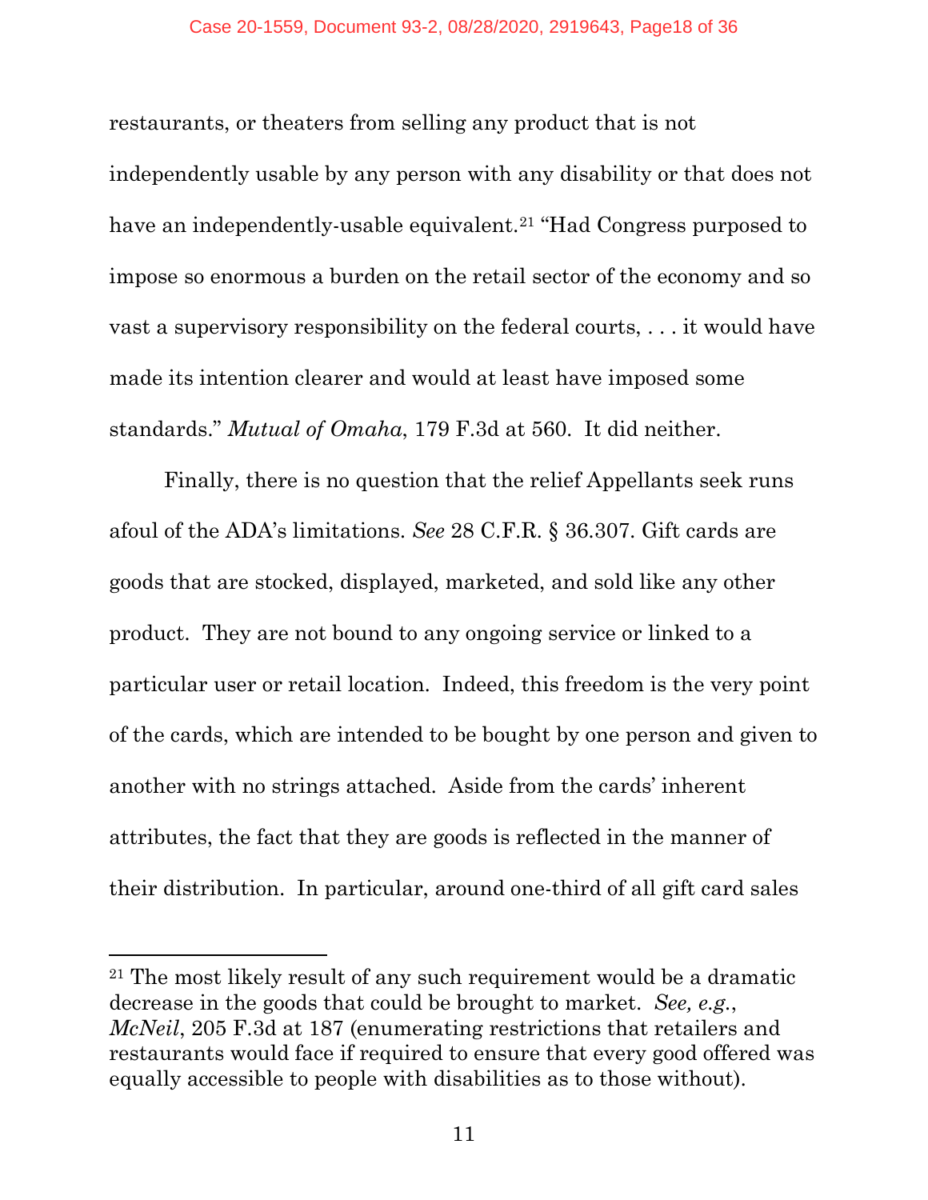restaurants, or theaters from selling any product that is not independently usable by any person with any disability or that does not have an independently-usable equivalent.[21] "Had Congress purposed to impose so enormous a burden on the retail sector of the economy and so vast a supervisory responsibility on the federal courts, . . . it would have made its intention clearer and would at least have imposed some standards." *Mutual of Omaha*, 179 F.3d at 560. It did neither.

Finally, there is no question that the relief Appellants seek runs afoul of the ADA's limitations. *See* 28 C.F.R. § 36.307. Gift cards are goods that are stocked, displayed, marketed, and sold like any other product. They are not bound to any ongoing service or linked to a particular user or retail location. Indeed, this freedom is the very point of the cards, which are intended to be bought by one person and given to another with no strings attached. Aside from the cards' inherent attributes, the fact that they are goods is reflected in the manner of their distribution. In particular, around one-third of all gift card sales

---

[21] The most likely result of any such requirement would be a dramatic decrease in the goods that could be brought to market. *See, e.g.*, *McNeil*, 205 F.3d at 187 (enumerating restrictions that retailers and restaurants would face if required to ensure that every good offered was equally accessible to people with disabilities as to those without).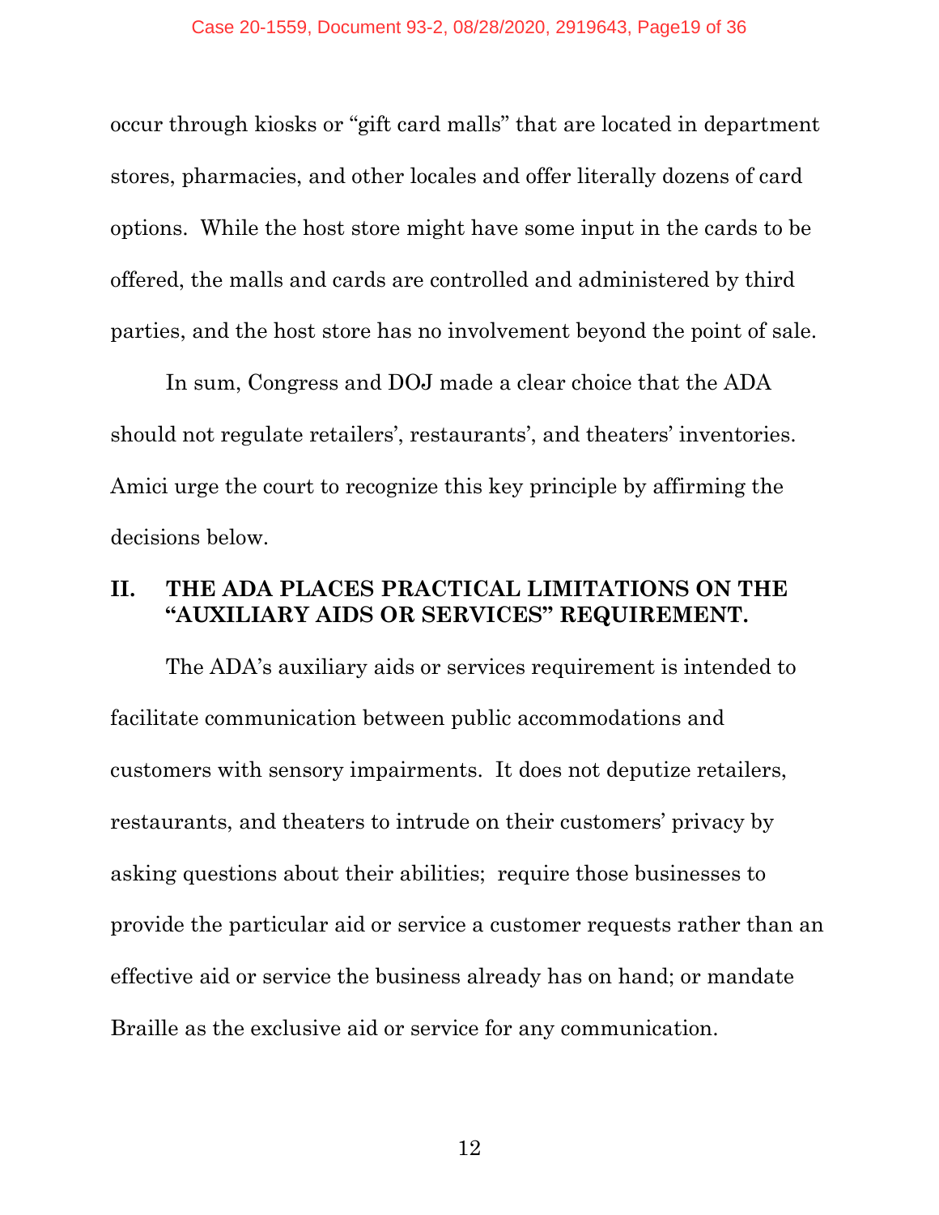occur through kiosks or "gift card malls" that are located in department stores, pharmacies, and other locales and offer literally dozens of card options. While the host store might have some input in the cards to be offered, the malls and cards are controlled and administered by third parties, and the host store has no involvement beyond the point of sale.

In sum, Congress and DOJ made a clear choice that the ADA should not regulate retailers', restaurants', and theaters' inventories. Amici urge the court to recognize this key principle by affirming the decisions below.

## II. THE ADA PLACES PRACTICAL LIMITATIONS ON THE "AUXILIARY AIDS OR SERVICES" REQUIREMENT.

The ADA's auxiliary aids or services requirement is intended to facilitate communication between public accommodations and customers with sensory impairments. It does not deputize retailers, restaurants, and theaters to intrude on their customers' privacy by asking questions about their abilities; require those businesses to provide the particular aid or service a customer requests rather than an effective aid or service the business already has on hand; or mandate Braille as the exclusive aid or service for any communication.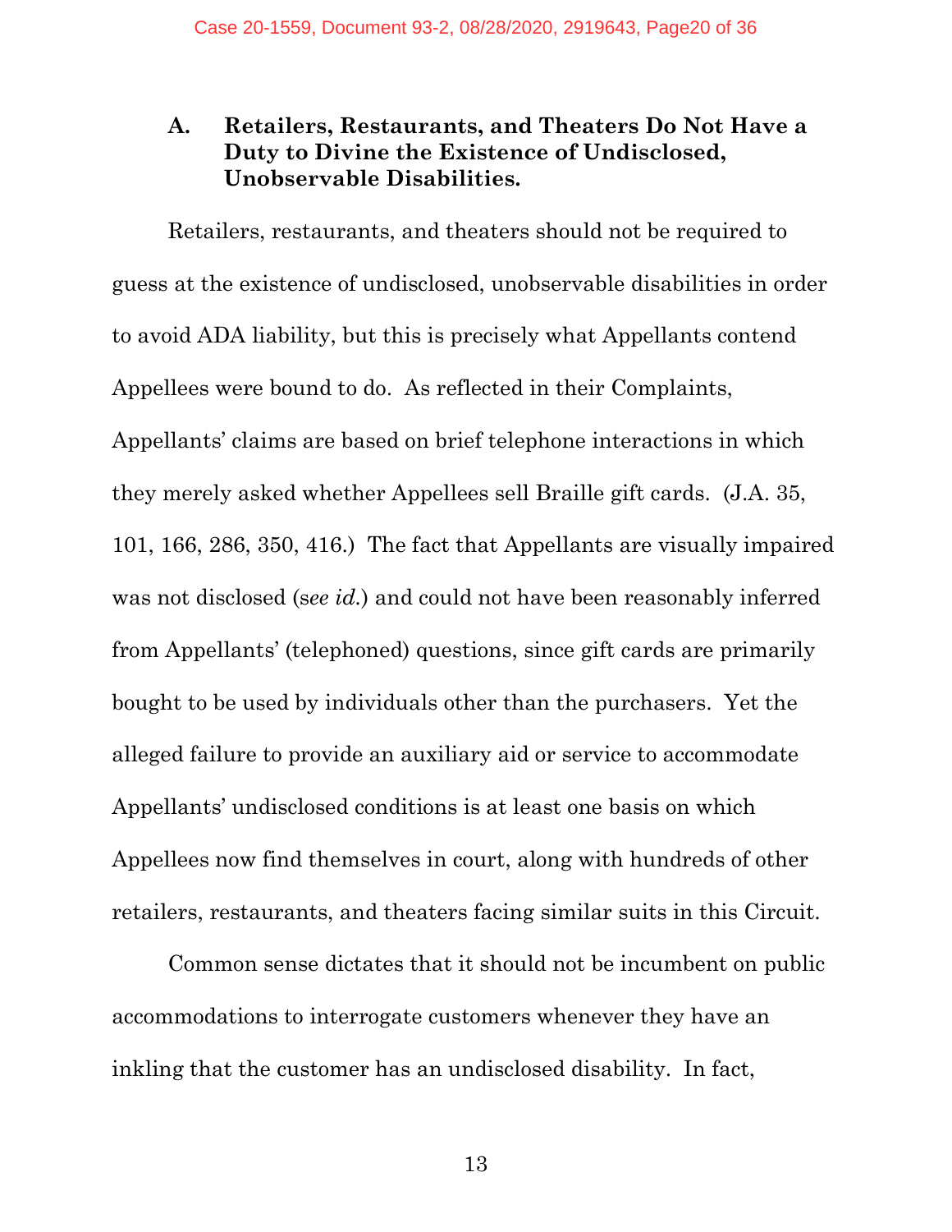### A. Retailers, Restaurants, and Theaters Do Not Have a Duty to Divine the Existence of Undisclosed, Unobservable Disabilities.

Retailers, restaurants, and theaters should not be required to guess at the existence of undisclosed, unobservable disabilities in order to avoid ADA liability, but this is precisely what Appellants contend Appellees were bound to do. As reflected in their Complaints, Appellants' claims are based on brief telephone interactions in which they merely asked whether Appellees sell Braille gift cards. (J.A. 35, 101, 166, 286, 350, 416.) The fact that Appellants are visually impaired was not disclosed (s*ee id.*) and could not have been reasonably inferred from Appellants' (telephoned) questions, since gift cards are primarily bought to be used by individuals other than the purchasers. Yet the alleged failure to provide an auxiliary aid or service to accommodate Appellants' undisclosed conditions is at least one basis on which Appellees now find themselves in court, along with hundreds of other retailers, restaurants, and theaters facing similar suits in this Circuit.

Common sense dictates that it should not be incumbent on public accommodations to interrogate customers whenever they have an inkling that the customer has an undisclosed disability. In fact,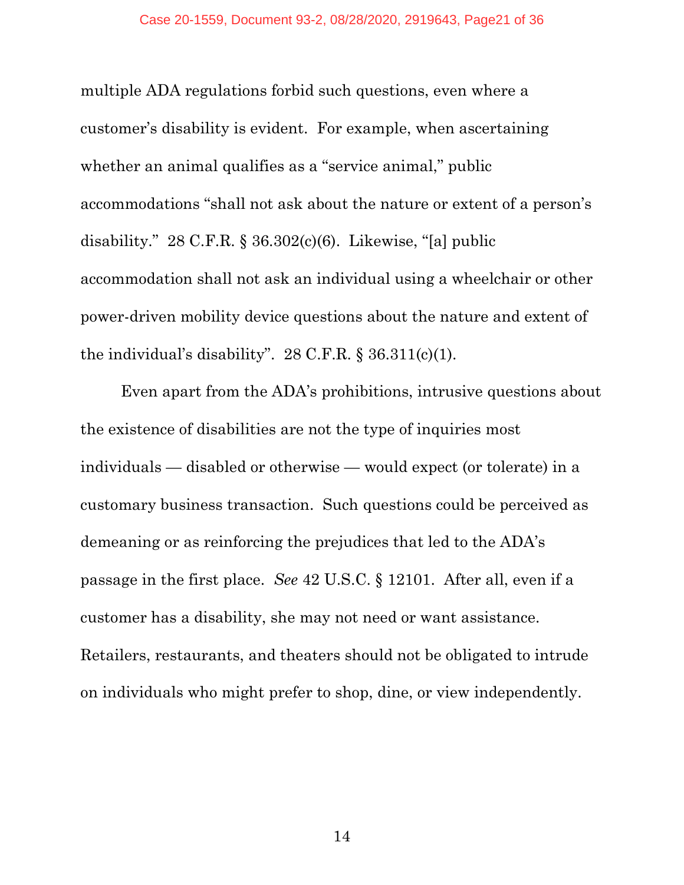multiple ADA regulations forbid such questions, even where a customer's disability is evident. For example, when ascertaining whether an animal qualifies as a "service animal," public accommodations "shall not ask about the nature or extent of a person's disability." 28 C.F.R. § 36.302(c)(6). Likewise, "[a] public accommodation shall not ask an individual using a wheelchair or other power-driven mobility device questions about the nature and extent of the individual's disability". 28 C.F.R. § 36.311(c)(1).

Even apart from the ADA's prohibitions, intrusive questions about the existence of disabilities are not the type of inquiries most individuals — disabled or otherwise — would expect (or tolerate) in a customary business transaction. Such questions could be perceived as demeaning or as reinforcing the prejudices that led to the ADA's passage in the first place. *See* 42 U.S.C. § 12101. After all, even if a customer has a disability, she may not need or want assistance. Retailers, restaurants, and theaters should not be obligated to intrude on individuals who might prefer to shop, dine, or view independently.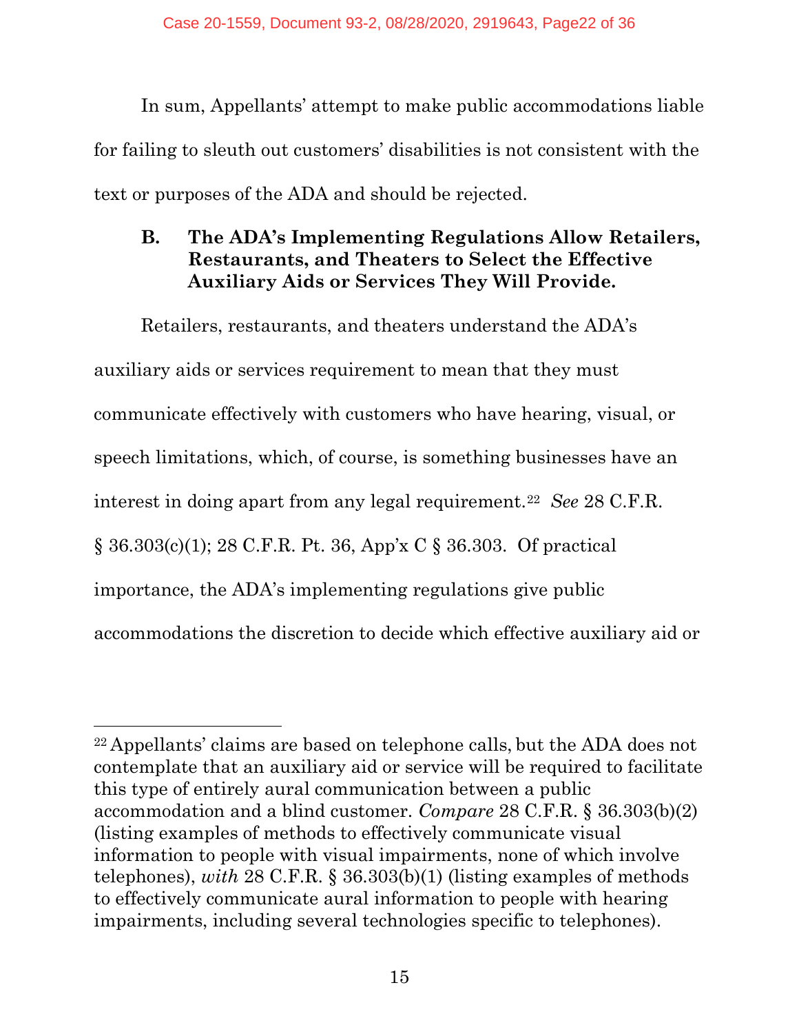In sum, Appellants' attempt to make public accommodations liable for failing to sleuth out customers' disabilities is not consistent with the text or purposes of the ADA and should be rejected.

### B. The ADA's Implementing Regulations Allow Retailers, Restaurants, and Theaters to Select the Effective Auxiliary Aids or Services They Will Provide.

Retailers, restaurants, and theaters understand the ADA's auxiliary aids or services requirement to mean that they must communicate effectively with customers who have hearing, visual, or speech limitations, which, of course, is something businesses have an interest in doing apart from any legal requirement.[22] *See* 28 C.F.R. § 36.303(c)(1); 28 C.F.R. Pt. 36, App'x C § 36.303. Of practical importance, the ADA's implementing regulations give public accommodations the discretion to decide which effective auxiliary aid or

---

[22] Appellants' claims are based on telephone calls, but the ADA does not contemplate that an auxiliary aid or service will be required to facilitate this type of entirely aural communication between a public accommodation and a blind customer. *Compare* 28 C.F.R. § 36.303(b)(2) (listing examples of methods to effectively communicate visual information to people with visual impairments, none of which involve telephones), *with* 28 C.F.R. § 36.303(b)(1) (listing examples of methods to effectively communicate aural information to people with hearing impairments, including several technologies specific to telephones).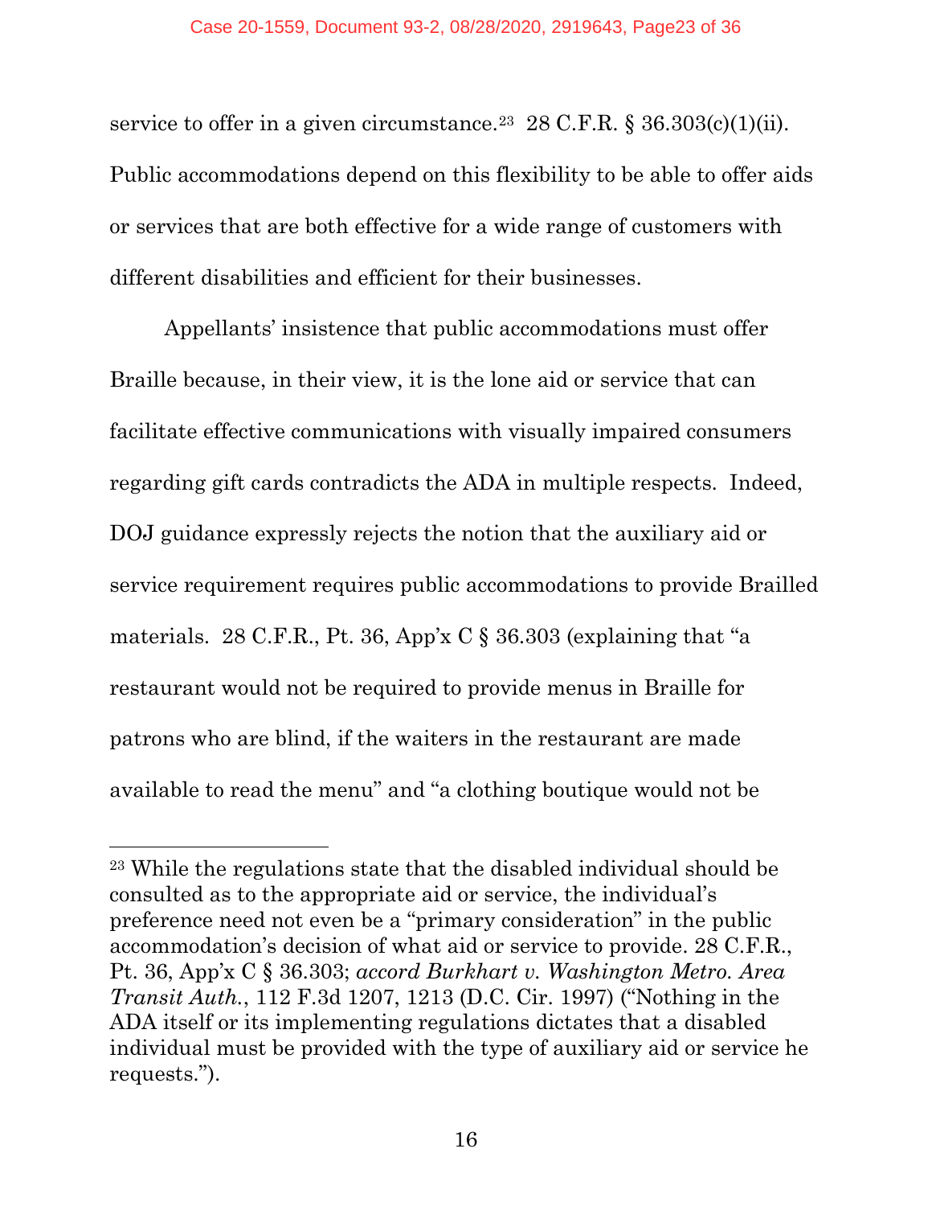service to offer in a given circumstance.[23] 28 C.F.R. § 36.303(c)(1)(ii). Public accommodations depend on this flexibility to be able to offer aids or services that are both effective for a wide range of customers with different disabilities and efficient for their businesses.

Appellants' insistence that public accommodations must offer Braille because, in their view, it is the lone aid or service that can facilitate effective communications with visually impaired consumers regarding gift cards contradicts the ADA in multiple respects. Indeed, DOJ guidance expressly rejects the notion that the auxiliary aid or service requirement requires public accommodations to provide Brailled materials. 28 C.F.R., Pt. 36, App'x C § 36.303 (explaining that "a restaurant would not be required to provide menus in Braille for patrons who are blind, if the waiters in the restaurant are made available to read the menu" and "a clothing boutique would not be

---

[23] While the regulations state that the disabled individual should be consulted as to the appropriate aid or service, the individual's preference need not even be a "primary consideration" in the public accommodation's decision of what aid or service to provide. 28 C.F.R., Pt. 36, App'x C § 36.303; *accord Burkhart v. Washington Metro. Area Transit Auth.*, 112 F.3d 1207, 1213 (D.C. Cir. 1997) ("Nothing in the ADA itself or its implementing regulations dictates that a disabled individual must be provided with the type of auxiliary aid or service he requests.").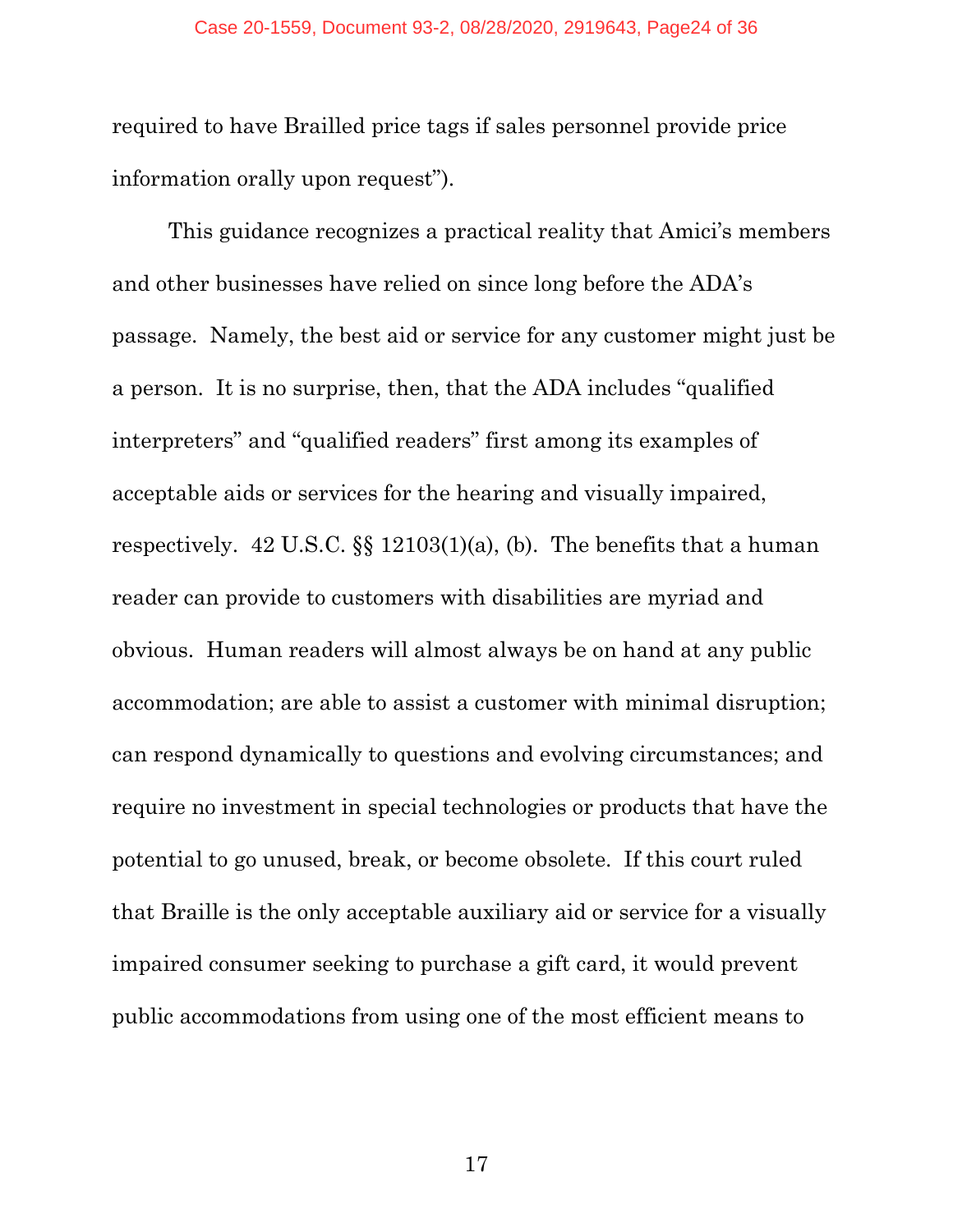required to have Brailled price tags if sales personnel provide price information orally upon request").

This guidance recognizes a practical reality that Amici's members and other businesses have relied on since long before the ADA's passage. Namely, the best aid or service for any customer might just be a person. It is no surprise, then, that the ADA includes "qualified interpreters" and "qualified readers" first among its examples of acceptable aids or services for the hearing and visually impaired, respectively. 42 U.S.C. §§ 12103(1)(a), (b). The benefits that a human reader can provide to customers with disabilities are myriad and obvious. Human readers will almost always be on hand at any public accommodation; are able to assist a customer with minimal disruption; can respond dynamically to questions and evolving circumstances; and require no investment in special technologies or products that have the potential to go unused, break, or become obsolete. If this court ruled that Braille is the only acceptable auxiliary aid or service for a visually impaired consumer seeking to purchase a gift card, it would prevent public accommodations from using one of the most efficient means to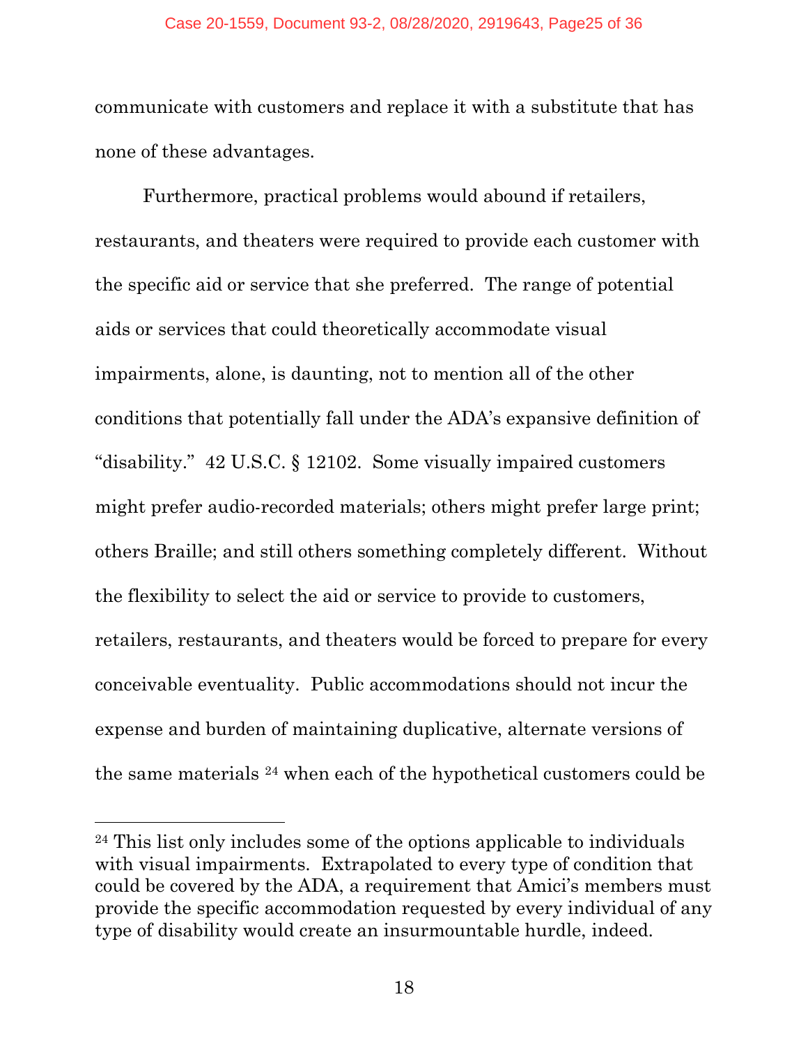communicate with customers and replace it with a substitute that has none of these advantages.

Furthermore, practical problems would abound if retailers, restaurants, and theaters were required to provide each customer with the specific aid or service that she preferred. The range of potential aids or services that could theoretically accommodate visual impairments, alone, is daunting, not to mention all of the other conditions that potentially fall under the ADA's expansive definition of "disability." 42 U.S.C. § 12102. Some visually impaired customers might prefer audio-recorded materials; others might prefer large print; others Braille; and still others something completely different. Without the flexibility to select the aid or service to provide to customers, retailers, restaurants, and theaters would be forced to prepare for every conceivable eventuality. Public accommodations should not incur the expense and burden of maintaining duplicative, alternate versions of the same materials [24] when each of the hypothetical customers could be

---

[24] This list only includes some of the options applicable to individuals with visual impairments. Extrapolated to every type of condition that could be covered by the ADA, a requirement that Amici's members must provide the specific accommodation requested by every individual of any type of disability would create an insurmountable hurdle, indeed.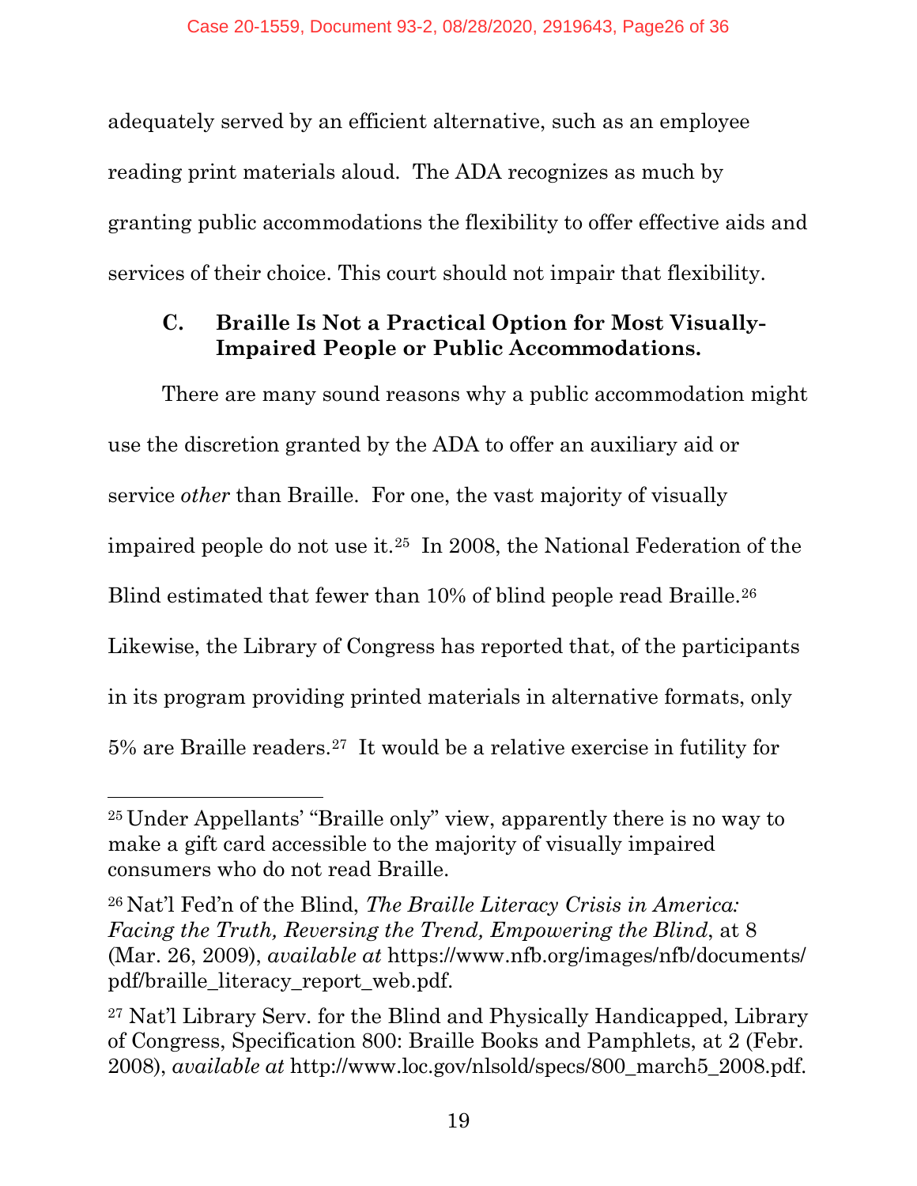adequately served by an efficient alternative, such as an employee reading print materials aloud. The ADA recognizes as much by granting public accommodations the flexibility to offer effective aids and services of their choice. This court should not impair that flexibility.

### C. Braille Is Not a Practical Option for Most Visually-Impaired People or Public Accommodations.

There are many sound reasons why a public accommodation might use the discretion granted by the ADA to offer an auxiliary aid or service *other* than Braille. For one, the vast majority of visually impaired people do not use it.[25] In 2008, the National Federation of the Blind estimated that fewer than 10% of blind people read Braille.[26] Likewise, the Library of Congress has reported that, of the participants in its program providing printed materials in alternative formats, only 5% are Braille readers.[27] It would be a relative exercise in futility for

---

[25] Under Appellants' "Braille only" view, apparently there is no way to make a gift card accessible to the majority of visually impaired consumers who do not read Braille.

[26] Nat'l Fed'n of the Blind, *The Braille Literacy Crisis in America: Facing the Truth, Reversing the Trend, Empowering the Blind*, at 8 (Mar. 26, 2009), *available at* https://www.nfb.org/images/nfb/documents/pdf/braille_literacy_report_web.pdf.

[27] Nat'l Library Serv. for the Blind and Physically Handicapped, Library of Congress, Specification 800: Braille Books and Pamphlets, at 2 (Febr. 2008), *available at* http://www.loc.gov/nlsold/specs/800_march5_2008.pdf.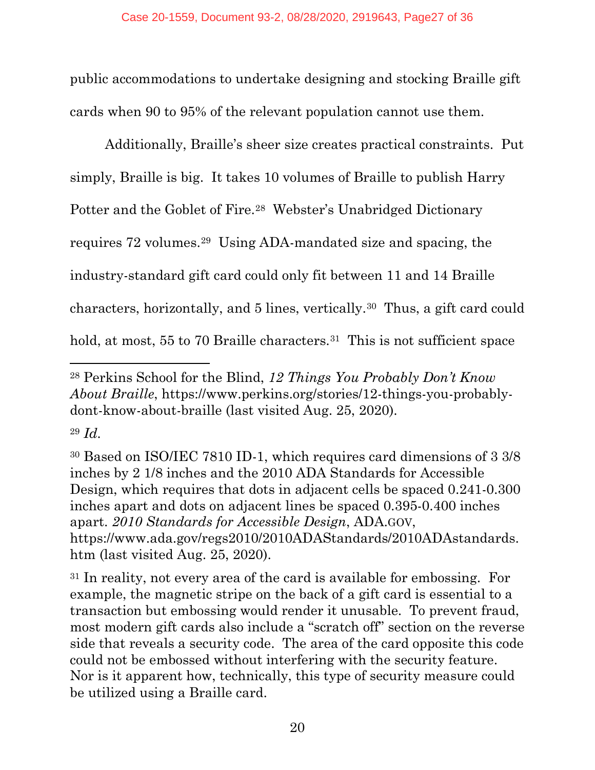public accommodations to undertake designing and stocking Braille gift cards when 90 to 95% of the relevant population cannot use them.

Additionally, Braille's sheer size creates practical constraints. Put simply, Braille is big. It takes 10 volumes of Braille to publish Harry Potter and the Goblet of Fire.[28] Webster's Unabridged Dictionary requires 72 volumes.[29] Using ADA-mandated size and spacing, the industry-standard gift card could only fit between 11 and 14 Braille characters, horizontally, and 5 lines, vertically.[30] Thus, a gift card could hold, at most, 55 to 70 Braille characters.[31] This is not sufficient space

---

[28] Perkins School for the Blind, *12 Things You Probably Don't Know About Braille*, https://www.perkins.org/stories/12-things-you-probably-dont-know-about-braille (last visited Aug. 25, 2020).

[29] *Id.*

[30] Based on ISO/IEC 7810 ID-1, which requires card dimensions of 3 3/8 inches by 2 1/8 inches and the 2010 ADA Standards for Accessible Design, which requires that dots in adjacent cells be spaced 0.241-0.300 inches apart and dots on adjacent lines be spaced 0.395-0.400 inches apart. *2010 Standards for Accessible Design*, ADA.GOV, https://www.ada.gov/regs2010/2010ADAStandards/2010ADAstandards.htm (last visited Aug. 25, 2020).

[31] In reality, not every area of the card is available for embossing. For example, the magnetic stripe on the back of a gift card is essential to a transaction but embossing would render it unusable. To prevent fraud, most modern gift cards also include a "scratch off" section on the reverse side that reveals a security code. The area of the card opposite this code could not be embossed without interfering with the security feature. Nor is it apparent how, technically, this type of security measure could be utilized using a Braille card.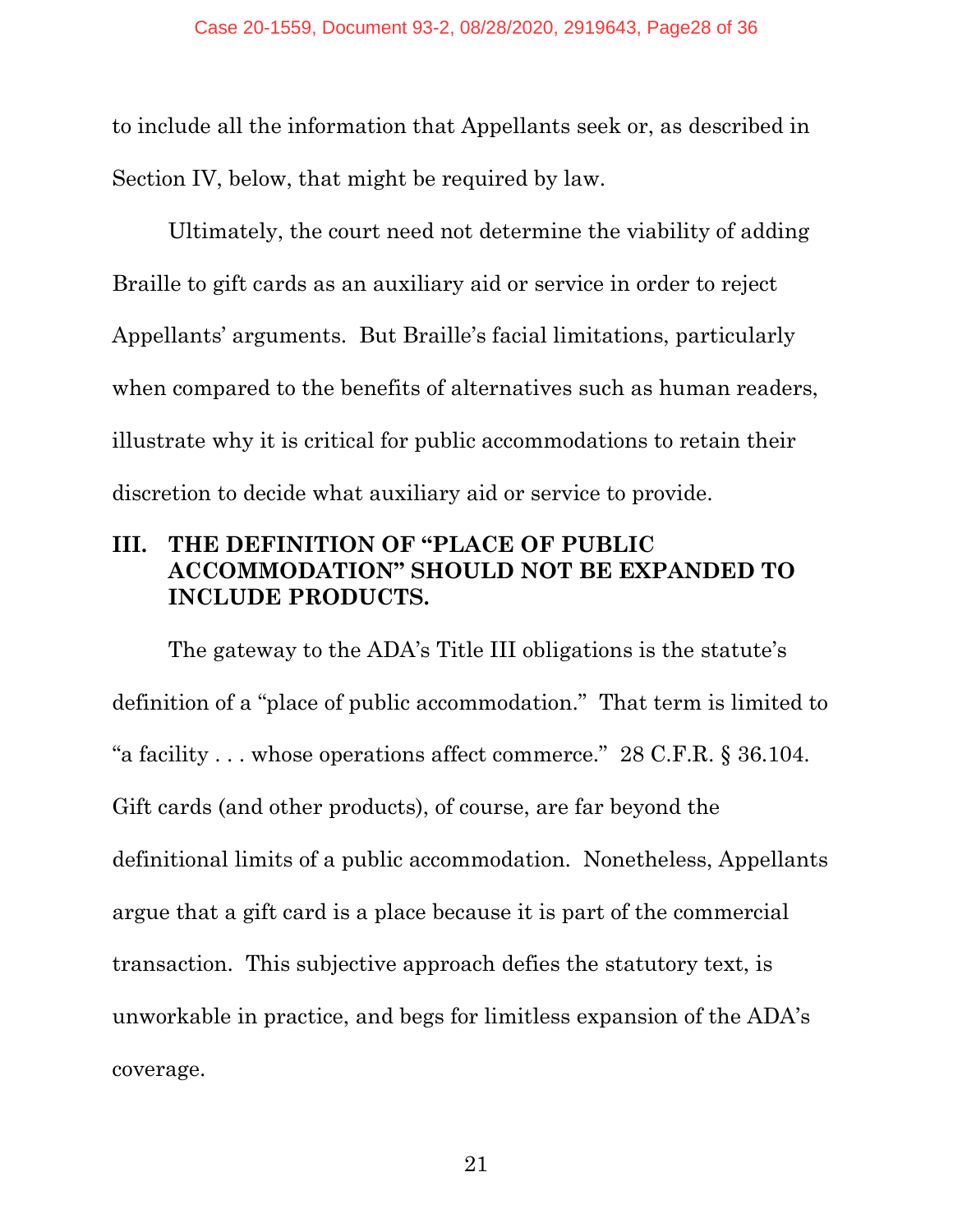to include all the information that Appellants seek or, as described in Section IV, below, that might be required by law.

Ultimately, the court need not determine the viability of adding Braille to gift cards as an auxiliary aid or service in order to reject Appellants' arguments. But Braille's facial limitations, particularly when compared to the benefits of alternatives such as human readers, illustrate why it is critical for public accommodations to retain their discretion to decide what auxiliary aid or service to provide.

## III. THE DEFINITION OF "PLACE OF PUBLIC ACCOMMODATION" SHOULD NOT BE EXPANDED TO INCLUDE PRODUCTS.

The gateway to the ADA's Title III obligations is the statute's definition of a "place of public accommodation." That term is limited to "a facility . . . whose operations affect commerce." 28 C.F.R. § 36.104. Gift cards (and other products), of course, are far beyond the definitional limits of a public accommodation. Nonetheless, Appellants argue that a gift card is a place because it is part of the commercial transaction. This subjective approach defies the statutory text, is unworkable in practice, and begs for limitless expansion of the ADA's coverage.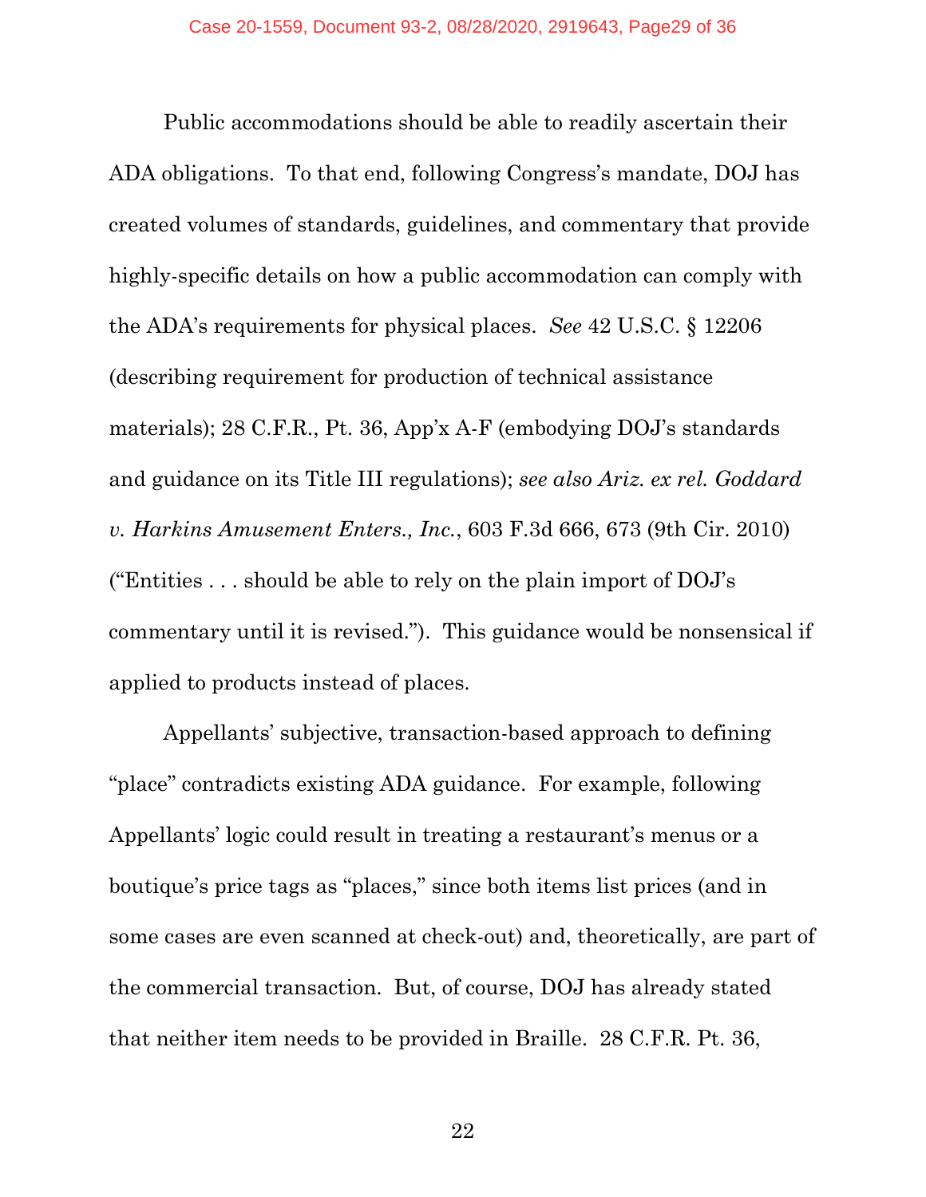Public accommodations should be able to readily ascertain their ADA obligations. To that end, following Congress's mandate, DOJ has created volumes of standards, guidelines, and commentary that provide highly-specific details on how a public accommodation can comply with the ADA's requirements for physical places. *See* 42 U.S.C. § 12206 (describing requirement for production of technical assistance materials); 28 C.F.R., Pt. 36, App'x A-F (embodying DOJ's standards and guidance on its Title III regulations); *see also Ariz. ex rel. Goddard v. Harkins Amusement Enters., Inc.*, 603 F.3d 666, 673 (9th Cir. 2010) ("Entities . . . should be able to rely on the plain import of DOJ's commentary until it is revised."). This guidance would be nonsensical if applied to products instead of places.

Appellants' subjective, transaction-based approach to defining "place" contradicts existing ADA guidance. For example, following Appellants' logic could result in treating a restaurant's menus or a boutique's price tags as "places," since both items list prices (and in some cases are even scanned at check-out) and, theoretically, are part of the commercial transaction. But, of course, DOJ has already stated that neither item needs to be provided in Braille. 28 C.F.R. Pt. 36,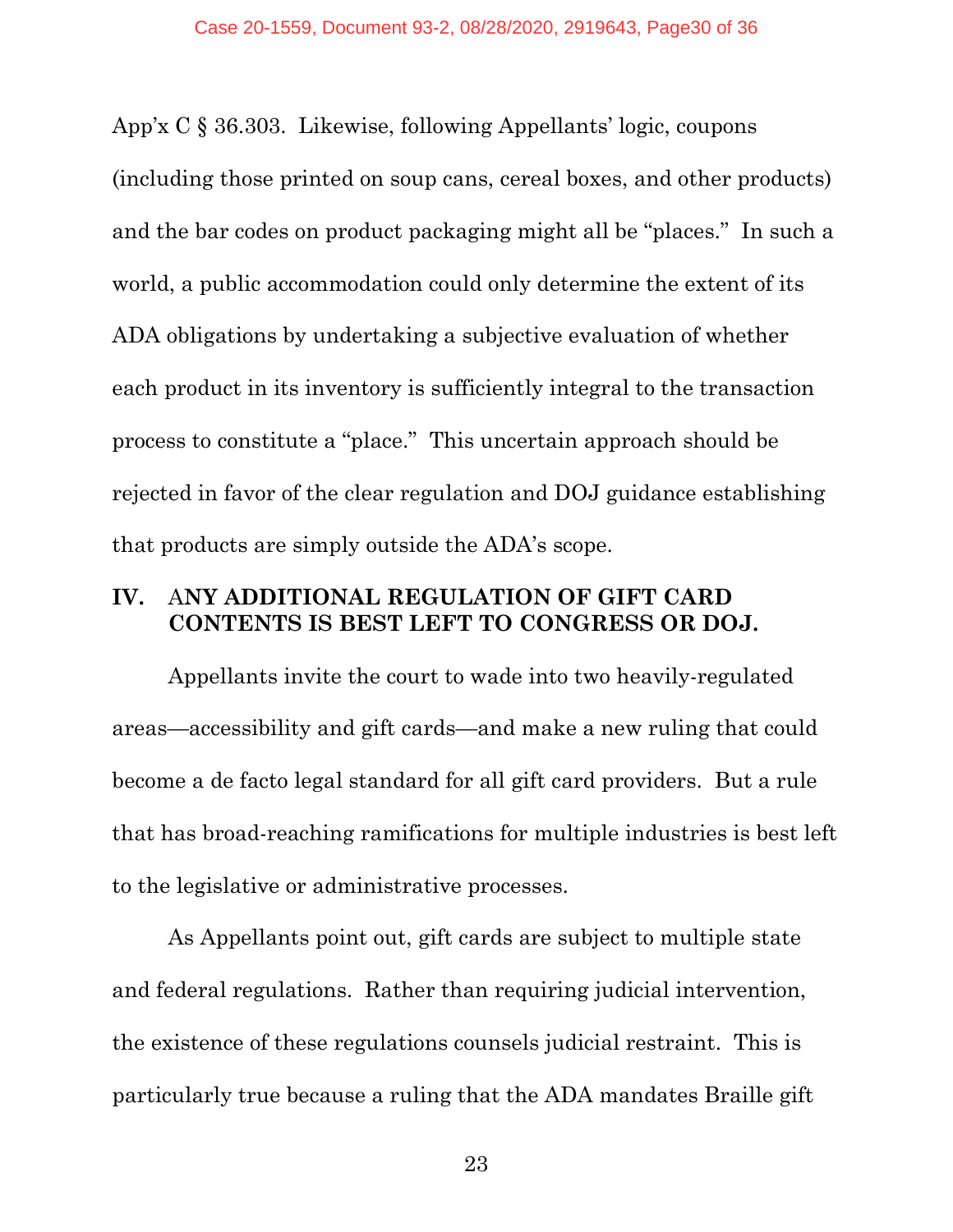App'x C § 36.303. Likewise, following Appellants' logic, coupons (including those printed on soup cans, cereal boxes, and other products) and the bar codes on product packaging might all be "places." In such a world, a public accommodation could only determine the extent of its ADA obligations by undertaking a subjective evaluation of whether each product in its inventory is sufficiently integral to the transaction process to constitute a "place." This uncertain approach should be rejected in favor of the clear regulation and DOJ guidance establishing that products are simply outside the ADA's scope.

## IV. ANY ADDITIONAL REGULATION OF GIFT CARD CONTENTS IS BEST LEFT TO CONGRESS OR DOJ.

Appellants invite the court to wade into two heavily-regulated areas—accessibility and gift cards—and make a new ruling that could become a de facto legal standard for all gift card providers. But a rule that has broad-reaching ramifications for multiple industries is best left to the legislative or administrative processes.

As Appellants point out, gift cards are subject to multiple state and federal regulations. Rather than requiring judicial intervention, the existence of these regulations counsels judicial restraint. This is particularly true because a ruling that the ADA mandates Braille gift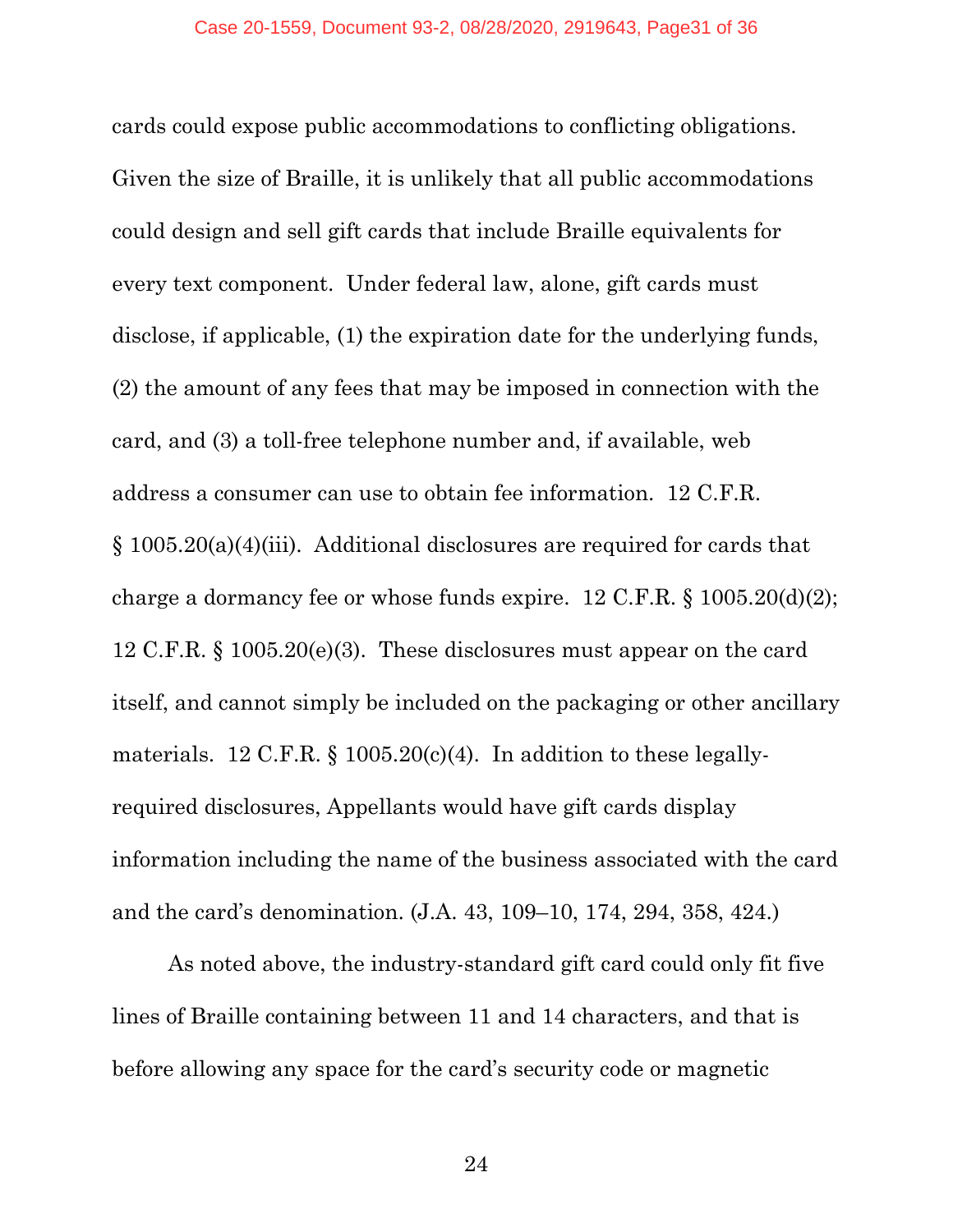cards could expose public accommodations to conflicting obligations. Given the size of Braille, it is unlikely that all public accommodations could design and sell gift cards that include Braille equivalents for every text component. Under federal law, alone, gift cards must disclose, if applicable, (1) the expiration date for the underlying funds, (2) the amount of any fees that may be imposed in connection with the card, and (3) a toll-free telephone number and, if available, web address a consumer can use to obtain fee information. 12 C.F.R. § 1005.20(a)(4)(iii). Additional disclosures are required for cards that charge a dormancy fee or whose funds expire. 12 C.F.R. § 1005.20(d)(2); 12 C.F.R. § 1005.20(e)(3). These disclosures must appear on the card itself, and cannot simply be included on the packaging or other ancillary materials. 12 C.F.R. § 1005.20(c)(4). In addition to these legally-required disclosures, Appellants would have gift cards display information including the name of the business associated with the card and the card's denomination. (J.A. 43, 109–10, 174, 294, 358, 424.)

As noted above, the industry-standard gift card could only fit five lines of Braille containing between 11 and 14 characters, and that is before allowing any space for the card's security code or magnetic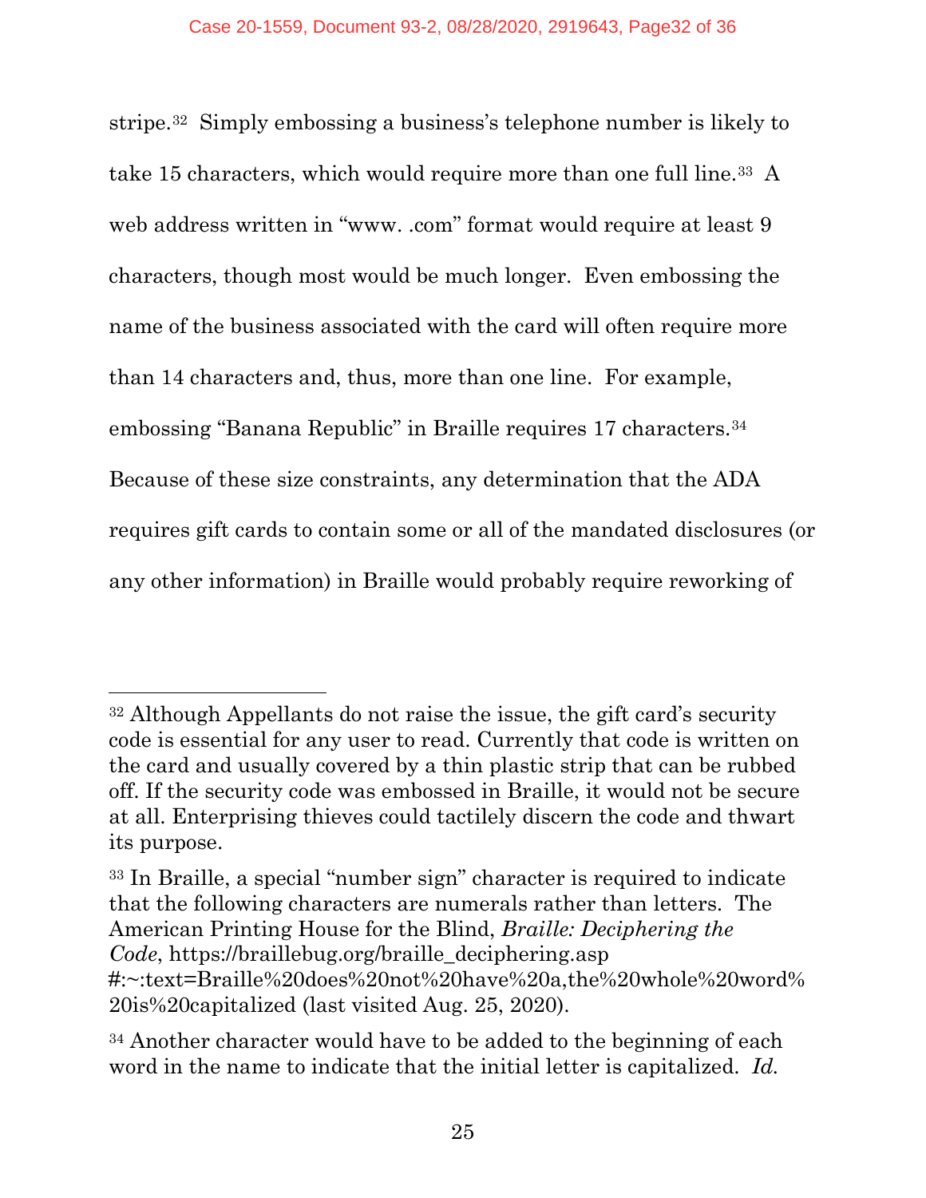stripe.[32] Simply embossing a business's telephone number is likely to take 15 characters, which would require more than one full line.[33] A web address written in "www. .com" format would require at least 9 characters, though most would be much longer. Even embossing the name of the business associated with the card will often require more than 14 characters and, thus, more than one line. For example, embossing "Banana Republic" in Braille requires 17 characters.[34] Because of these size constraints, any determination that the ADA requires gift cards to contain some or all of the mandated disclosures (or any other information) in Braille would probably require reworking of

---

[32] Although Appellants do not raise the issue, the gift card's security code is essential for any user to read. Currently that code is written on the card and usually covered by a thin plastic strip that can be rubbed off. If the security code was embossed in Braille, it would not be secure at all. Enterprising thieves could tactilely discern the code and thwart its purpose.

[33] In Braille, a special "number sign" character is required to indicate that the following characters are numerals rather than letters. The American Printing House for the Blind, *Braille: Deciphering the Code*, https://braillebug.org/braille_deciphering.asp#:~:text=Braille%20does%20not%20have%20a,the%20whole%20word%20is%20capitalized (last visited Aug. 25, 2020).

[34] Another character would have to be added to the beginning of each word in the name to indicate that the initial letter is capitalized. *Id.*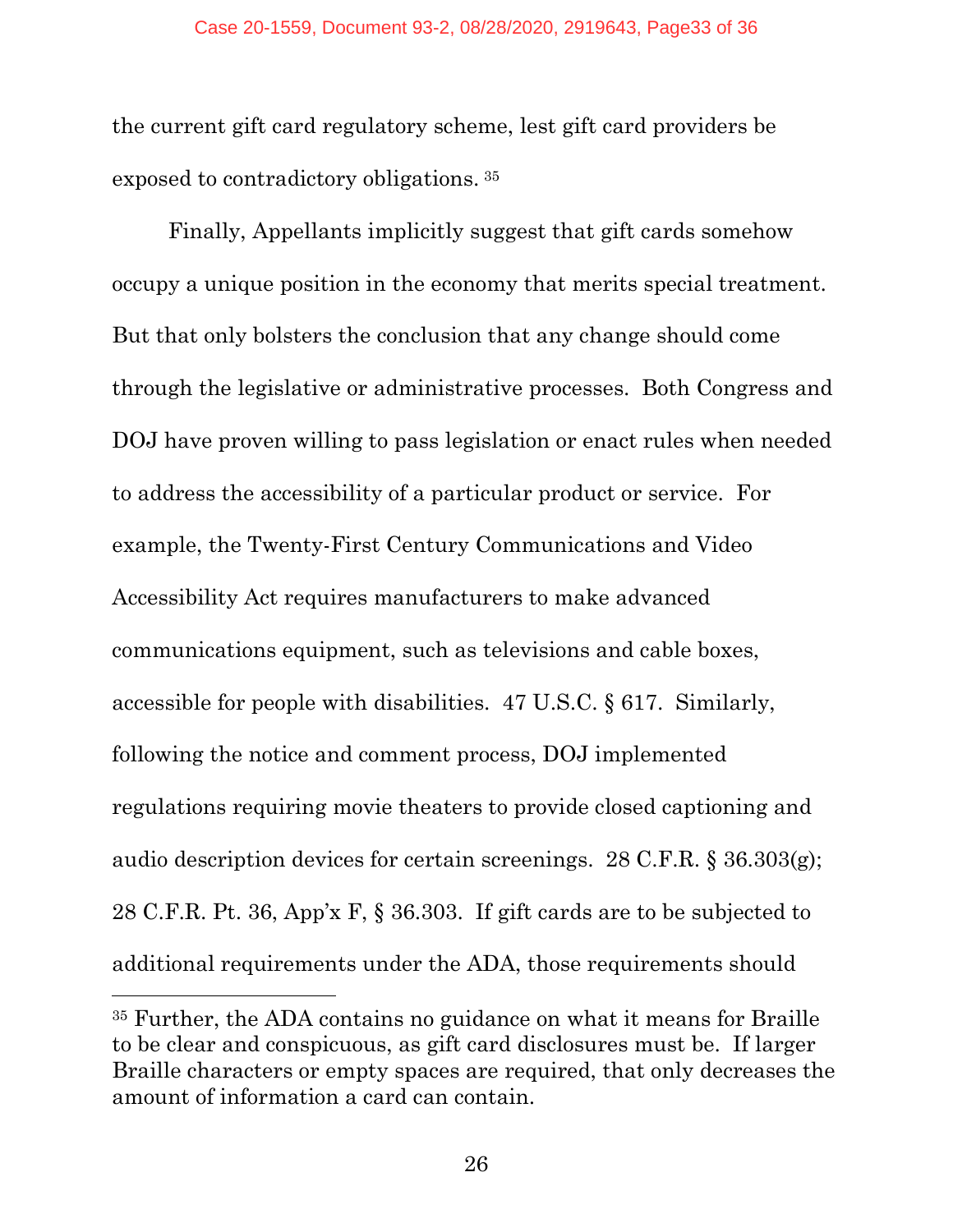the current gift card regulatory scheme, lest gift card providers be exposed to contradictory obligations. [35]

Finally, Appellants implicitly suggest that gift cards somehow occupy a unique position in the economy that merits special treatment. But that only bolsters the conclusion that any change should come through the legislative or administrative processes. Both Congress and DOJ have proven willing to pass legislation or enact rules when needed to address the accessibility of a particular product or service. For example, the Twenty-First Century Communications and Video Accessibility Act requires manufacturers to make advanced communications equipment, such as televisions and cable boxes, accessible for people with disabilities. 47 U.S.C. § 617. Similarly, following the notice and comment process, DOJ implemented regulations requiring movie theaters to provide closed captioning and audio description devices for certain screenings. 28 C.F.R. § 36.303(g); 28 C.F.R. Pt. 36, App'x F, § 36.303. If gift cards are to be subjected to additional requirements under the ADA, those requirements should

---

[35] Further, the ADA contains no guidance on what it means for Braille to be clear and conspicuous, as gift card disclosures must be. If larger Braille characters or empty spaces are required, that only decreases the amount of information a card can contain.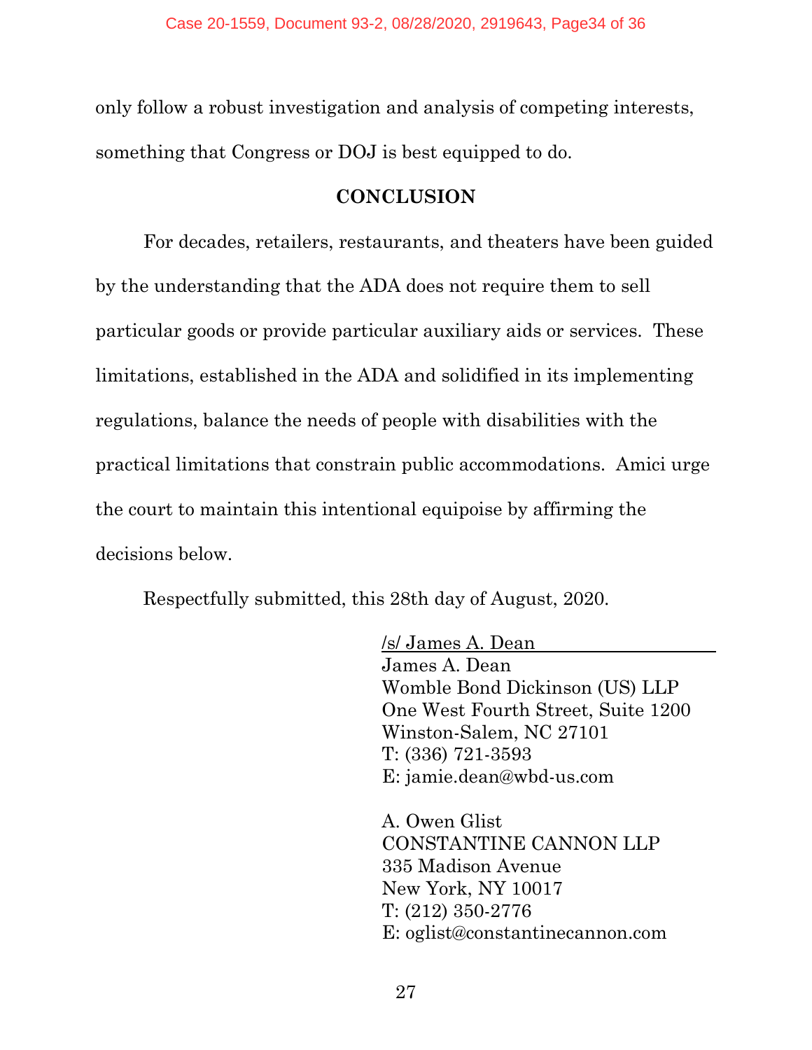only follow a robust investigation and analysis of competing interests, something that Congress or DOJ is best equipped to do.

## CONCLUSION

For decades, retailers, restaurants, and theaters have been guided by the understanding that the ADA does not require them to sell particular goods or provide particular auxiliary aids or services. These limitations, established in the ADA and solidified in its implementing regulations, balance the needs of people with disabilities with the practical limitations that constrain public accommodations. Amici urge the court to maintain this intentional equipoise by affirming the decisions below.

Respectfully submitted, this 28th day of August, 2020.

/s/ James A. Dean
James A. Dean
Womble Bond Dickinson (US) LLP
One West Fourth Street, Suite 1200
Winston-Salem, NC 27101
T: (336) 721-3593
E: jamie.dean@wbd-us.com

A. Owen Glist
CONSTANTINE CANNON LLP
335 Madison Avenue
New York, NY 10017
T: (212) 350-2776
E: oglist@constantinecannon.com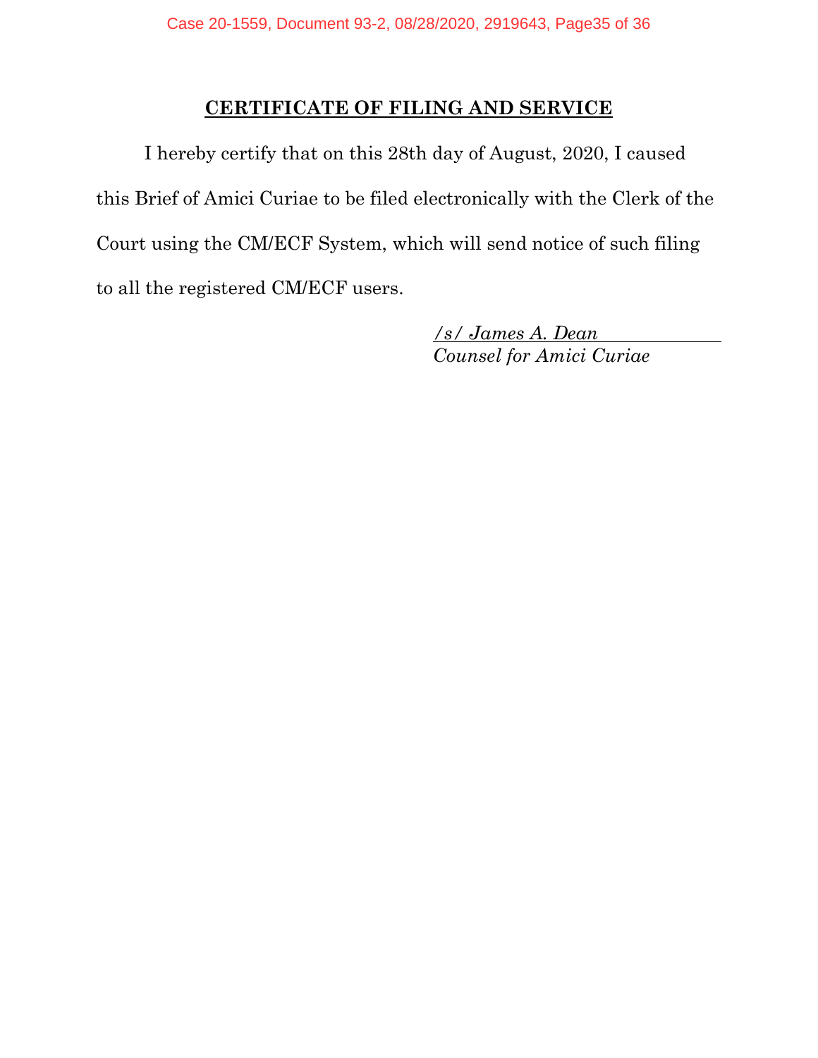## CERTIFICATE OF FILING AND SERVICE

I hereby certify that on this 28th day of August, 2020, I caused this Brief of Amici Curiae to be filed electronically with the Clerk of the Court using the CM/ECF System, which will send notice of such filing to all the registered CM/ECF users.

*/s/ James A. Dean*
*Counsel for Amici Curiae*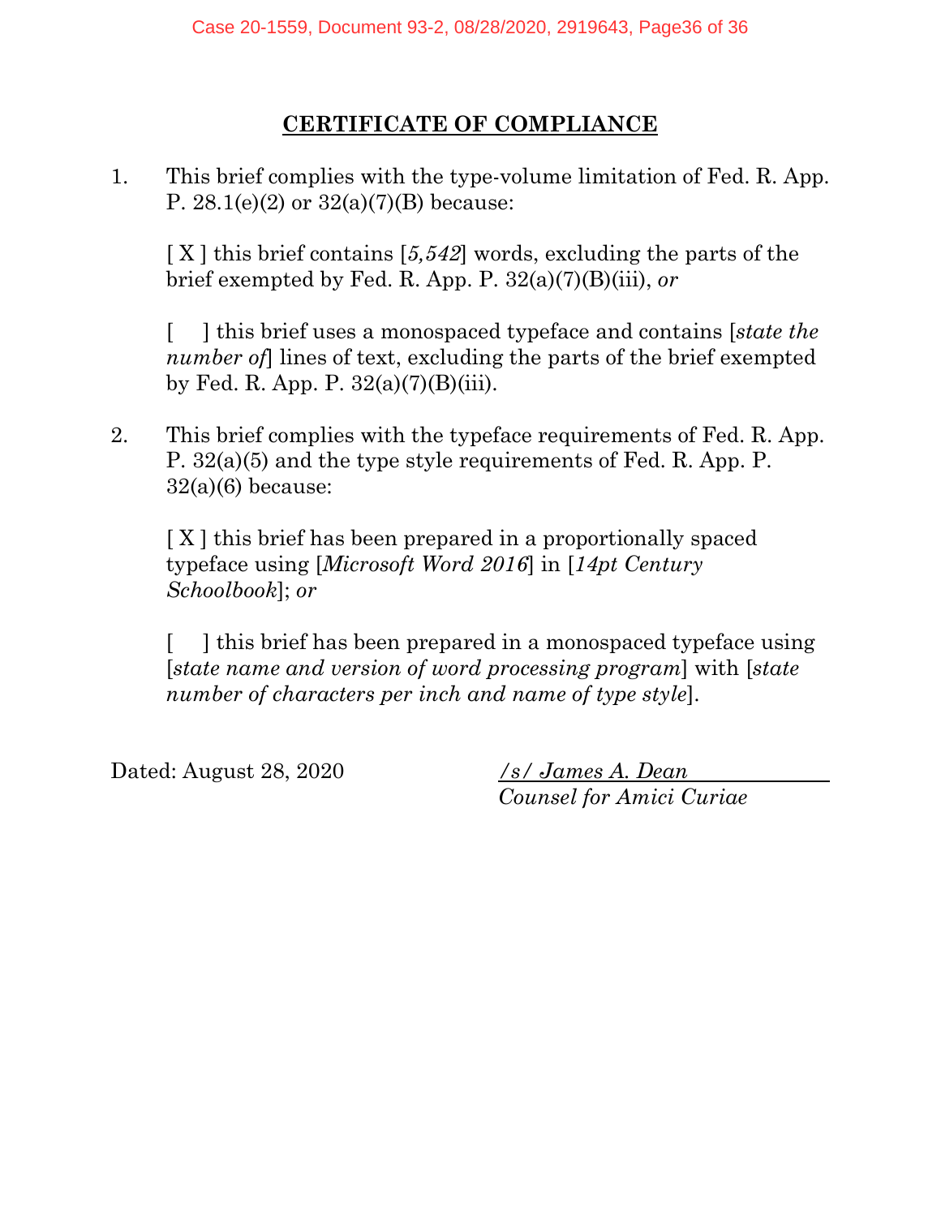## CERTIFICATE OF COMPLIANCE

1. This brief complies with the type-volume limitation of Fed. R. App. P. 28.1(e)(2) or 32(a)(7)(B) because:

   [ X ] this brief contains [*5,542*] words, excluding the parts of the brief exempted by Fed. R. App. P. 32(a)(7)(B)(iii), *or*

   [ ] this brief uses a monospaced typeface and contains [*state the number of*] lines of text, excluding the parts of the brief exempted by Fed. R. App. P. 32(a)(7)(B)(iii).

2. This brief complies with the typeface requirements of Fed. R. App. P. 32(a)(5) and the type style requirements of Fed. R. App. P. 32(a)(6) because:

   [ X ] this brief has been prepared in a proportionally spaced typeface using [*Microsoft Word 2016*] in [*14pt Century Schoolbook*]; *or*

   [ ] this brief has been prepared in a monospaced typeface using [*state name and version of word processing program*] with [*state number of characters per inch and name of type style*].

Dated: August 28, 2020

*/s/ James A. Dean*
*Counsel for Amici Curiae*